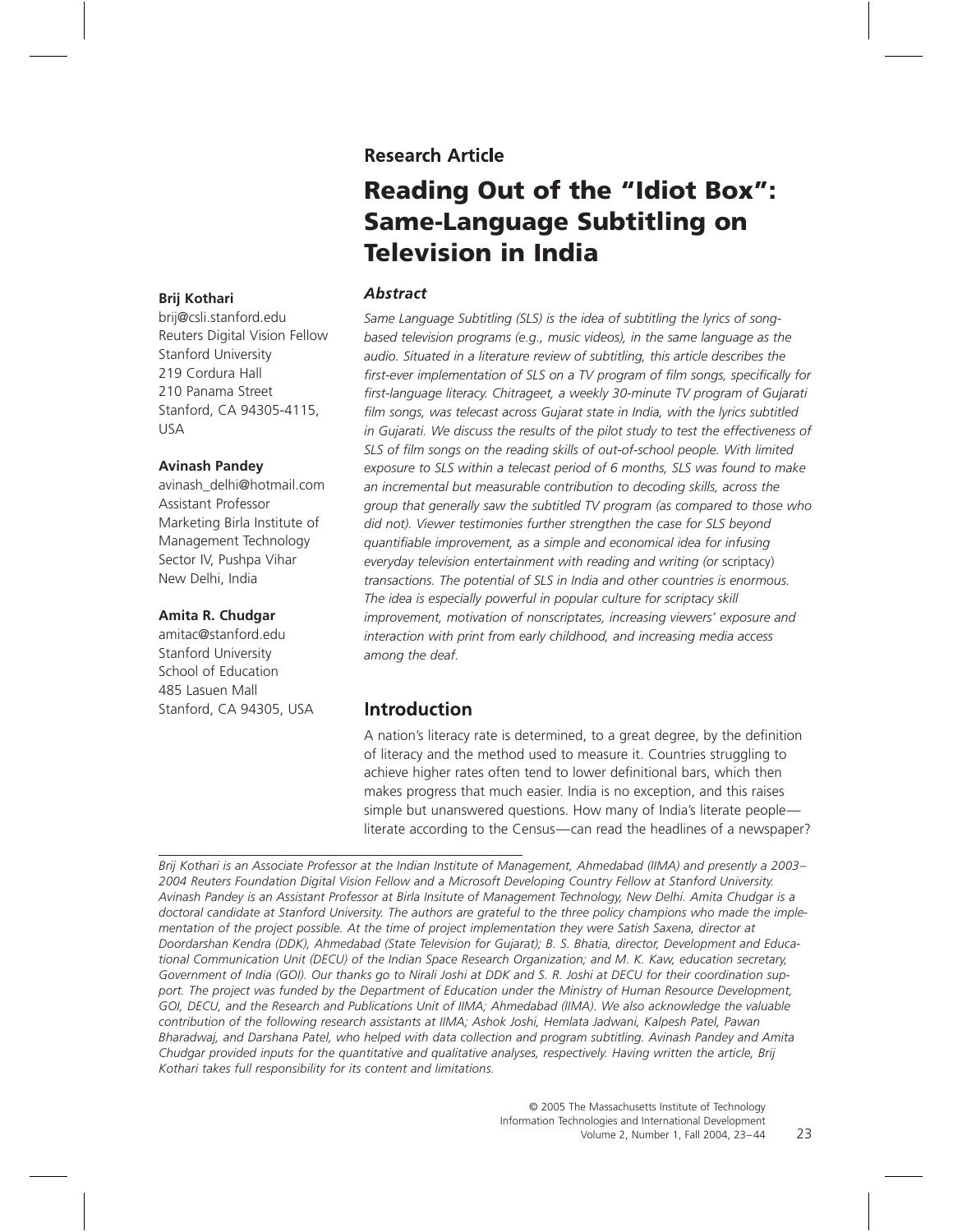**Research Article**

# Reading Out of the "Idiot Box": Same-Language Subtitling on Television in India

**Brij Kothari**
brij@csli.stanford.edu
Reuters Digital Vision Fellow
Stanford University
219 Cordura Hall
210 Panama Street
Stanford, CA 94305-4115, USA

**Avinash Pandey**
avinash_delhi@hotmail.com
Assistant Professor
Marketing Birla Institute of Management Technology
Sector IV, Pushpa Vihar
New Delhi, India

**Amita R. Chudgar**
amitac@stanford.edu
Stanford University
School of Education
485 Lasuen Mall
Stanford, CA 94305, USA

### *Abstract*

*Same Language Subtitling (SLS) is the idea of subtitling the lyrics of song-based television programs (e.g., music videos), in the same language as the audio. Situated in a literature review of subtitling, this article describes the first-ever implementation of SLS on a TV program of film songs, specifically for first-language literacy. Chitrageet, a weekly 30-minute TV program of Gujarati film songs, was telecast across Gujarat state in India, with the lyrics subtitled in Gujarati. We discuss the results of the pilot study to test the effectiveness of SLS of film songs on the reading skills of out-of-school people. With limited exposure to SLS within a telecast period of 6 months, SLS was found to make an incremental but measurable contribution to decoding skills, across the group that generally saw the subtitled TV program (as compared to those who did not). Viewer testimonies further strengthen the case for SLS beyond quantifiable improvement, as a simple and economical idea for infusing everyday television entertainment with reading and writing (or* scriptacy*) transactions. The potential of SLS in India and other countries is enormous. The idea is especially powerful in popular culture for scriptacy skill improvement, motivation of nonscriptates, increasing viewers' exposure and interaction with print from early childhood, and increasing media access among the deaf.*

## Introduction

A nation's literacy rate is determined, to a great degree, by the definition of literacy and the method used to measure it. Countries struggling to achieve higher rates often tend to lower definitional bars, which then makes progress that much easier. India is no exception, and this raises simple but unanswered questions. How many of India's literate people—literate according to the Census—can read the headlines of a newspaper?

---

*Brij Kothari is an Associate Professor at the Indian Institute of Management, Ahmedabad (IIMA) and presently a 2003–2004 Reuters Foundation Digital Vision Fellow and a Microsoft Developing Country Fellow at Stanford University. Avinash Pandey is an Assistant Professor at Birla Insitute of Management Technology, New Delhi. Amita Chudgar is a doctoral candidate at Stanford University. The authors are grateful to the three policy champions who made the implementation of the project possible. At the time of project implementation they were Satish Saxena, director at Doordarshan Kendra (DDK), Ahmedabad (State Television for Gujarat); B. S. Bhatia, director, Development and Educational Communication Unit (DECU) of the Indian Space Research Organization; and M. K. Kaw, education secretary, Government of India (GOI). Our thanks go to Nirali Joshi at DDK and S. R. Joshi at DECU for their coordination support. The project was funded by the Department of Education under the Ministry of Human Resource Development, GOI, DECU, and the Research and Publications Unit of IIMA; Ahmedabad (IIMA). We also acknowledge the valuable contribution of the following research assistants at IIMA; Ashok Joshi, Hemlata Jadwani, Kalpesh Patel, Pawan Bharadwaj, and Darshana Patel, who helped with data collection and program subtitling. Avinash Pandey and Amita Chudgar provided inputs for the quantitative and qualitative analyses, respectively. Having written the article, Brij Kothari takes full responsibility for its content and limitations.*

© 2005 The Massachusetts Institute of Technology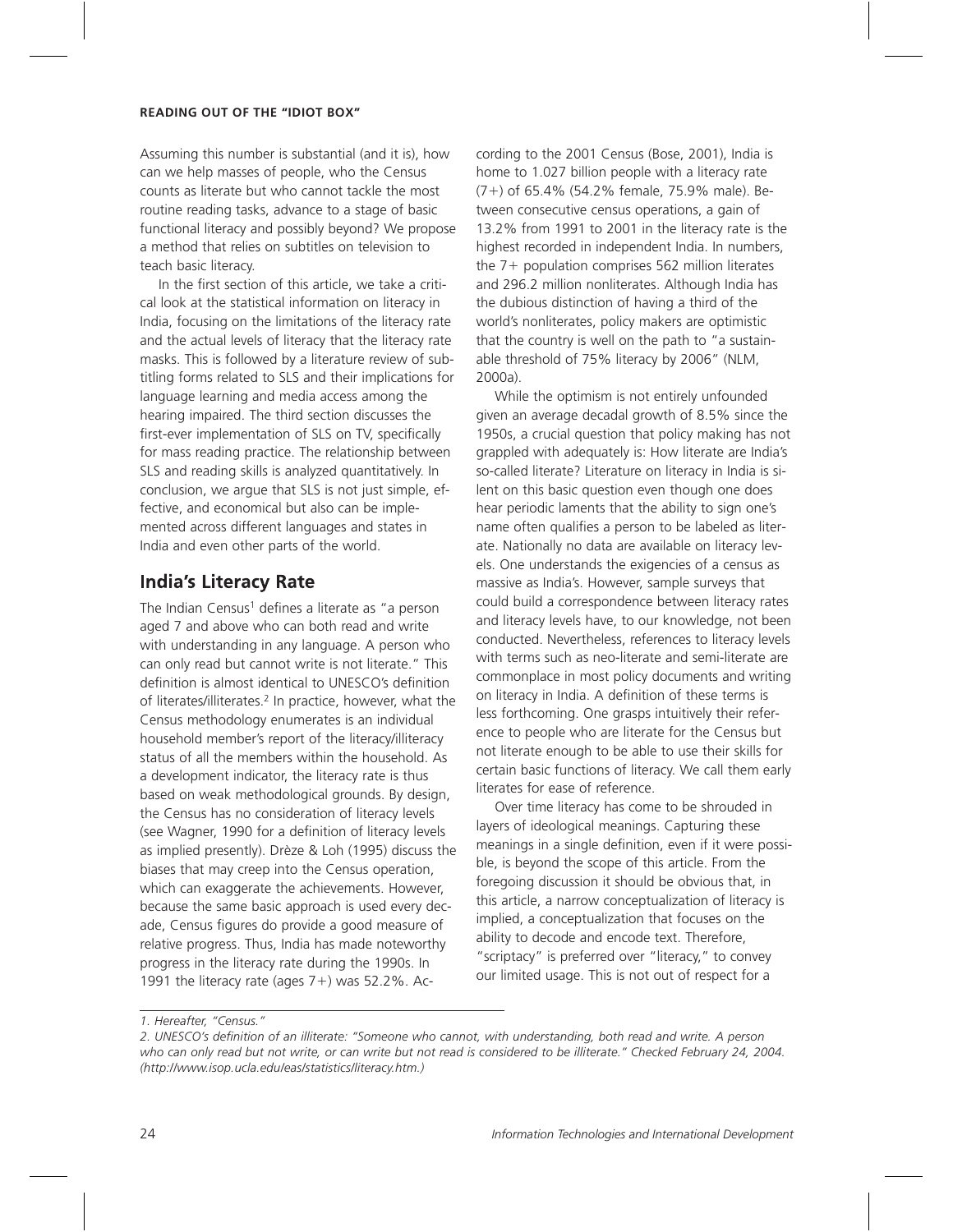Assuming this number is substantial (and it is), how can we help masses of people, who the Census counts as literate but who cannot tackle the most routine reading tasks, advance to a stage of basic functional literacy and possibly beyond? We propose a method that relies on subtitles on television to teach basic literacy.

In the first section of this article, we take a critical look at the statistical information on literacy in India, focusing on the limitations of the literacy rate and the actual levels of literacy that the literacy rate masks. This is followed by a literature review of subtitling forms related to SLS and their implications for language learning and media access among the hearing impaired. The third section discusses the first-ever implementation of SLS on TV, specifically for mass reading practice. The relationship between SLS and reading skills is analyzed quantitatively. In conclusion, we argue that SLS is not just simple, effective, and economical but also can be implemented across different languages and states in India and even other parts of the world.

## India's Literacy Rate

The Indian Census[1] defines a literate as "a person aged 7 and above who can both read and write with understanding in any language. A person who can only read but cannot write is not literate." This definition is almost identical to UNESCO's definition of literates/illiterates.[2] In practice, however, what the Census methodology enumerates is an individual household member's report of the literacy/illiteracy status of all the members within the household. As a development indicator, the literacy rate is thus based on weak methodological grounds. By design, the Census has no consideration of literacy levels (see Wagner, 1990 for a definition of literacy levels as implied presently). Drèze & Loh (1995) discuss the biases that may creep into the Census operation, which can exaggerate the achievements. However, because the same basic approach is used every decade, Census figures do provide a good measure of relative progress. Thus, India has made noteworthy progress in the literacy rate during the 1990s. In 1991 the literacy rate (ages 7+) was 52.2%. According to the 2001 Census (Bose, 2001), India is home to 1.027 billion people with a literacy rate (7+) of 65.4% (54.2% female, 75.9% male). Between consecutive census operations, a gain of 13.2% from 1991 to 2001 in the literacy rate is the highest recorded in independent India. In numbers, the 7+ population comprises 562 million literates and 296.2 million nonliterates. Although India has the dubious distinction of having a third of the world's nonliterates, policy makers are optimistic that the country is well on the path to "a sustainable threshold of 75% literacy by 2006" (NLM, 2000a).

While the optimism is not entirely unfounded given an average decadal growth of 8.5% since the 1950s, a crucial question that policy making has not grappled with adequately is: How literate are India's so-called literate? Literature on literacy in India is silent on this basic question even though one does hear periodic laments that the ability to sign one's name often qualifies a person to be labeled as literate. Nationally no data are available on literacy levels. One understands the exigencies of a census as massive as India's. However, sample surveys that could build a correspondence between literacy rates and literacy levels have, to our knowledge, not been conducted. Nevertheless, references to literacy levels with terms such as neo-literate and semi-literate are commonplace in most policy documents and writing on literacy in India. A definition of these terms is less forthcoming. One grasps intuitively their reference to people who are literate for the Census but not literate enough to be able to use their skills for certain basic functions of literacy. We call them early literates for ease of reference.

Over time literacy has come to be shrouded in layers of ideological meanings. Capturing these meanings in a single definition, even if it were possible, is beyond the scope of this article. From the foregoing discussion it should be obvious that, in this article, a narrow conceptualization of literacy is implied, a conceptualization that focuses on the ability to decode and encode text. Therefore, "scriptacy" is preferred over "literacy," to convey our limited usage. This is not out of respect for a

---

*1. Hereafter, "Census."*

*2. UNESCO's definition of an illiterate: "Someone who cannot, with understanding, both read and write. A person who can only read but not write, or can write but not read is considered to be illiterate." Checked February 24, 2004. (http://www.isop.ucla.edu/eas/statistics/literacy.htm.)*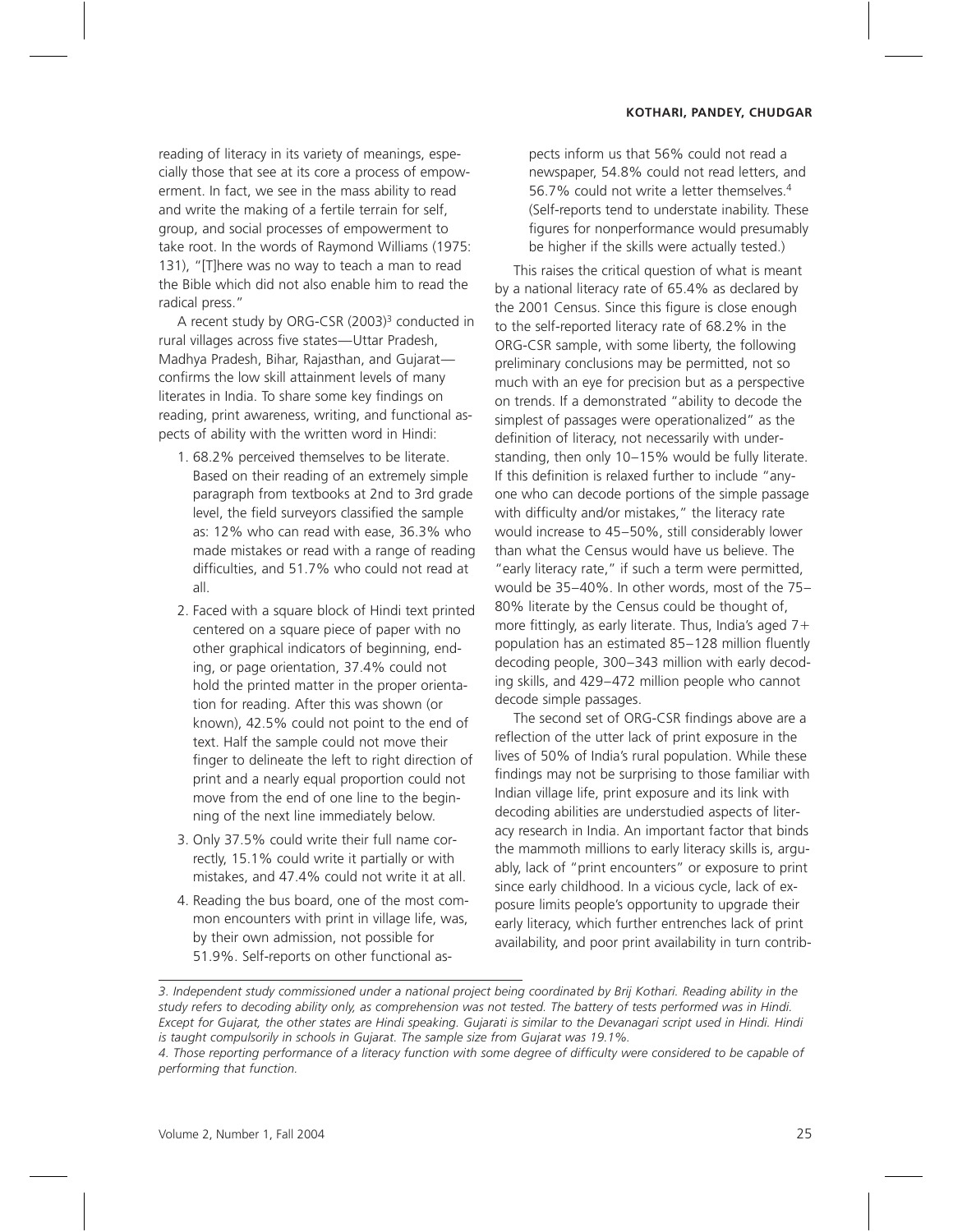reading of literacy in its variety of meanings, especially those that see at its core a process of empowerment. In fact, we see in the mass ability to read and write the making of a fertile terrain for self, group, and social processes of empowerment to take root. In the words of Raymond Williams (1975: 131), "[T]here was no way to teach a man to read the Bible which did not also enable him to read the radical press."

A recent study by ORG-CSR (2003)[3] conducted in rural villages across five states—Uttar Pradesh, Madhya Pradesh, Bihar, Rajasthan, and Gujarat—confirms the low skill attainment levels of many literates in India. To share some key findings on reading, print awareness, writing, and functional aspects of ability with the written word in Hindi:

1. 68.2% perceived themselves to be literate. Based on their reading of an extremely simple paragraph from textbooks at 2nd to 3rd grade level, the field surveyors classified the sample as: 12% who can read with ease, 36.3% who made mistakes or read with a range of reading difficulties, and 51.7% who could not read at all.
2. Faced with a square block of Hindi text printed centered on a square piece of paper with no other graphical indicators of beginning, ending, or page orientation, 37.4% could not hold the printed matter in the proper orientation for reading. After this was shown (or known), 42.5% could not point to the end of text. Half the sample could not move their finger to delineate the left to right direction of print and a nearly equal proportion could not move from the end of one line to the beginning of the next line immediately below.
3. Only 37.5% could write their full name correctly, 15.1% could write it partially or with mistakes, and 47.4% could not write it at all.
4. Reading the bus board, one of the most common encounters with print in village life, was, by their own admission, not possible for 51.9%. Self-reports on other functional aspects inform us that 56% could not read a newspaper, 54.8% could not read letters, and 56.7% could not write a letter themselves.[4] (Self-reports tend to understate inability. These figures for nonperformance would presumably be higher if the skills were actually tested.)

This raises the critical question of what is meant by a national literacy rate of 65.4% as declared by the 2001 Census. Since this figure is close enough to the self-reported literacy rate of 68.2% in the ORG-CSR sample, with some liberty, the following preliminary conclusions may be permitted, not so much with an eye for precision but as a perspective on trends. If a demonstrated "ability to decode the simplest of passages were operationalized" as the definition of literacy, not necessarily with understanding, then only 10–15% would be fully literate. If this definition is relaxed further to include "anyone who can decode portions of the simple passage with difficulty and/or mistakes," the literacy rate would increase to 45–50%, still considerably lower than what the Census would have us believe. The "early literacy rate," if such a term were permitted, would be 35–40%. In other words, most of the 75–80% literate by the Census could be thought of, more fittingly, as early literate. Thus, India's aged 7+ population has an estimated 85–128 million fluently decoding people, 300–343 million with early decoding skills, and 429–472 million people who cannot decode simple passages.

The second set of ORG-CSR findings above are a reflection of the utter lack of print exposure in the lives of 50% of India's rural population. While these findings may not be surprising to those familiar with Indian village life, print exposure and its link with decoding abilities are understudied aspects of literacy research in India. An important factor that binds the mammoth millions to early literacy skills is, arguably, lack of "print encounters" or exposure to print since early childhood. In a vicious cycle, lack of exposure limits people's opportunity to upgrade their early literacy, which further entrenches lack of print availability, and poor print availability in turn contrib-

---

*3. Independent study commissioned under a national project being coordinated by Brij Kothari. Reading ability in the study refers to decoding ability only, as comprehension was not tested. The battery of tests performed was in Hindi. Except for Gujarat, the other states are Hindi speaking. Gujarati is similar to the Devanagari script used in Hindi. Hindi is taught compulsorily in schools in Gujarat. The sample size from Gujarat was 19.1%.*

*4. Those reporting performance of a literacy function with some degree of difficulty were considered to be capable of performing that function.*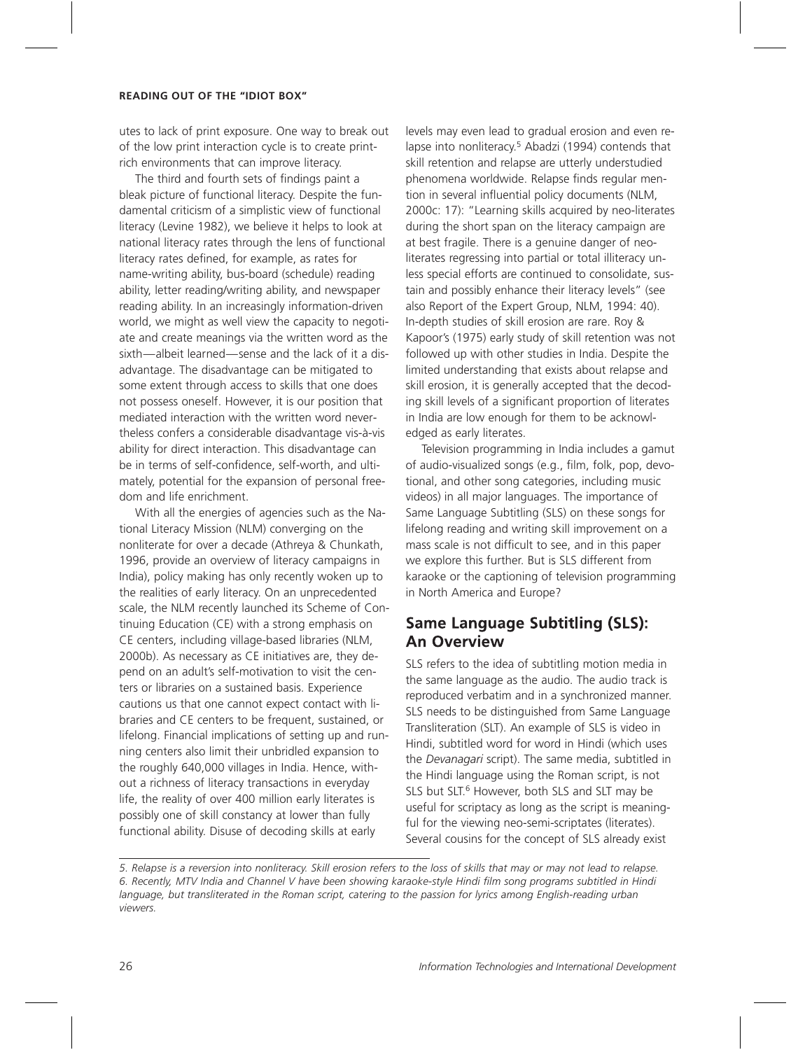utes to lack of print exposure. One way to break out of the low print interaction cycle is to create print-rich environments that can improve literacy.

The third and fourth sets of findings paint a bleak picture of functional literacy. Despite the fundamental criticism of a simplistic view of functional literacy (Levine 1982), we believe it helps to look at national literacy rates through the lens of functional literacy rates defined, for example, as rates for name-writing ability, bus-board (schedule) reading ability, letter reading/writing ability, and newspaper reading ability. In an increasingly information-driven world, we might as well view the capacity to negotiate and create meanings via the written word as the sixth—albeit learned—sense and the lack of it a disadvantage. The disadvantage can be mitigated to some extent through access to skills that one does not possess oneself. However, it is our position that mediated interaction with the written word nevertheless confers a considerable disadvantage vis-à-vis ability for direct interaction. This disadvantage can be in terms of self-confidence, self-worth, and ultimately, potential for the expansion of personal freedom and life enrichment.

With all the energies of agencies such as the National Literacy Mission (NLM) converging on the nonliterate for over a decade (Athreya & Chunkath, 1996, provide an overview of literacy campaigns in India), policy making has only recently woken up to the realities of early literacy. On an unprecedented scale, the NLM recently launched its Scheme of Continuing Education (CE) with a strong emphasis on CE centers, including village-based libraries (NLM, 2000b). As necessary as CE initiatives are, they depend on an adult's self-motivation to visit the centers or libraries on a sustained basis. Experience cautions us that one cannot expect contact with libraries and CE centers to be frequent, sustained, or lifelong. Financial implications of setting up and running centers also limit their unbridled expansion to the roughly 640,000 villages in India. Hence, without a richness of literacy transactions in everyday life, the reality of over 400 million early literates is possibly one of skill constancy at lower than fully functional ability. Disuse of decoding skills at early levels may even lead to gradual erosion and even relapse into nonliteracy.[5] Abadzi (1994) contends that skill retention and relapse are utterly understudied phenomena worldwide. Relapse finds regular mention in several influential policy documents (NLM, 2000c: 17): "Learning skills acquired by neo-literates during the short span on the literacy campaign are at best fragile. There is a genuine danger of neo-literates regressing into partial or total illiteracy unless special efforts are continued to consolidate, sustain and possibly enhance their literacy levels" (see also Report of the Expert Group, NLM, 1994: 40). In-depth studies of skill erosion are rare. Roy & Kapoor's (1975) early study of skill retention was not followed up with other studies in India. Despite the limited understanding that exists about relapse and skill erosion, it is generally accepted that the decoding skill levels of a significant proportion of literates in India are low enough for them to be acknowledged as early literates.

Television programming in India includes a gamut of audio-visualized songs (e.g., film, folk, pop, devotional, and other song categories, including music videos) in all major languages. The importance of Same Language Subtitling (SLS) on these songs for lifelong reading and writing skill improvement on a mass scale is not difficult to see, and in this paper we explore this further. But is SLS different from karaoke or the captioning of television programming in North America and Europe?

## Same Language Subtitling (SLS): An Overview

SLS refers to the idea of subtitling motion media in the same language as the audio. The audio track is reproduced verbatim and in a synchronized manner. SLS needs to be distinguished from Same Language Transliteration (SLT). An example of SLS is video in Hindi, subtitled word for word in Hindi (which uses the *Devanagari* script). The same media, subtitled in the Hindi language using the Roman script, is not SLS but SLT.[6] However, both SLS and SLT may be useful for scriptacy as long as the script is meaningful for the viewing neo-semi-scriptates (literates). Several cousins for the concept of SLS already exist

*5. Relapse is a reversion into nonliteracy. Skill erosion refers to the loss of skills that may or may not lead to relapse.*
*6. Recently, MTV India and Channel V have been showing karaoke-style Hindi film song programs subtitled in Hindi language, but transliterated in the Roman script, catering to the passion for lyrics among English-reading urban viewers.*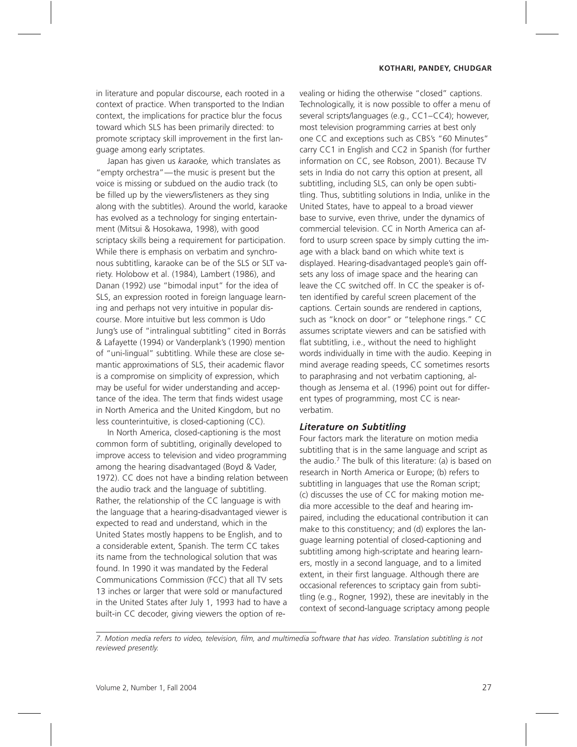in literature and popular discourse, each rooted in a context of practice. When transported to the Indian context, the implications for practice blur the focus toward which SLS has been primarily directed: to promote scriptacy skill improvement in the first language among early scriptates.

Japan has given us *karaoke,* which translates as "empty orchestra"—the music is present but the voice is missing or subdued on the audio track (to be filled up by the viewers/listeners as they sing along with the subtitles). Around the world, karaoke has evolved as a technology for singing entertainment (Mitsui & Hosokawa, 1998), with good scriptacy skills being a requirement for participation. While there is emphasis on verbatim and synchronous subtitling, karaoke can be of the SLS or SLT variety. Holobow et al. (1984), Lambert (1986), and Danan (1992) use "bimodal input" for the idea of SLS, an expression rooted in foreign language learning and perhaps not very intuitive in popular discourse. More intuitive but less common is Udo Jung's use of "intralingual subtitling" cited in Borrás & Lafayette (1994) or Vanderplank's (1990) mention of "uni-lingual" subtitling. While these are close semantic approximations of SLS, their academic flavor is a compromise on simplicity of expression, which may be useful for wider understanding and acceptance of the idea. The term that finds widest usage in North America and the United Kingdom, but no less counterintuitive, is closed-captioning (CC).

In North America, closed-captioning is the most common form of subtitling, originally developed to improve access to television and video programming among the hearing disadvantaged (Boyd & Vader, 1972). CC does not have a binding relation between the audio track and the language of subtitling. Rather, the relationship of the CC language is with the language that a hearing-disadvantaged viewer is expected to read and understand, which in the United States mostly happens to be English, and to a considerable extent, Spanish. The term CC takes its name from the technological solution that was found. In 1990 it was mandated by the Federal Communications Commission (FCC) that all TV sets 13 inches or larger that were sold or manufactured in the United States after July 1, 1993 had to have a built-in CC decoder, giving viewers the option of revealing or hiding the otherwise "closed" captions. Technologically, it is now possible to offer a menu of several scripts/languages (e.g., CC1–CC4); however, most television programming carries at best only one CC and exceptions such as CBS's "60 Minutes" carry CC1 in English and CC2 in Spanish (for further information on CC, see Robson, 2001). Because TV sets in India do not carry this option at present, all subtitling, including SLS, can only be open subtitling. Thus, subtitling solutions in India, unlike in the United States, have to appeal to a broad viewer base to survive, even thrive, under the dynamics of commercial television. CC in North America can afford to usurp screen space by simply cutting the image with a black band on which white text is displayed. Hearing-disadvantaged people's gain offsets any loss of image space and the hearing can leave the CC switched off. In CC the speaker is often identified by careful screen placement of the captions. Certain sounds are rendered in captions, such as "knock on door" or "telephone rings." CC assumes scriptate viewers and can be satisfied with flat subtitling, i.e., without the need to highlight words individually in time with the audio. Keeping in mind average reading speeds, CC sometimes resorts to paraphrasing and not verbatim captioning, although as Jensema et al. (1996) point out for different types of programming, most CC is near-verbatim.

### *Literature on Subtitling*

Four factors mark the literature on motion media subtitling that is in the same language and script as the audio.[7] The bulk of this literature: (a) is based on research in North America or Europe; (b) refers to subtitling in languages that use the Roman script; (c) discusses the use of CC for making motion media more accessible to the deaf and hearing impaired, including the educational contribution it can make to this constituency; and (d) explores the language learning potential of closed-captioning and subtitling among high-scriptate and hearing learners, mostly in a second language, and to a limited extent, in their first language. Although there are occasional references to scriptacy gain from subtitling (e.g., Rogner, 1992), these are inevitably in the context of second-language scriptacy among people

*7. Motion media refers to video, television, film, and multimedia software that has video. Translation subtitling is not reviewed presently.*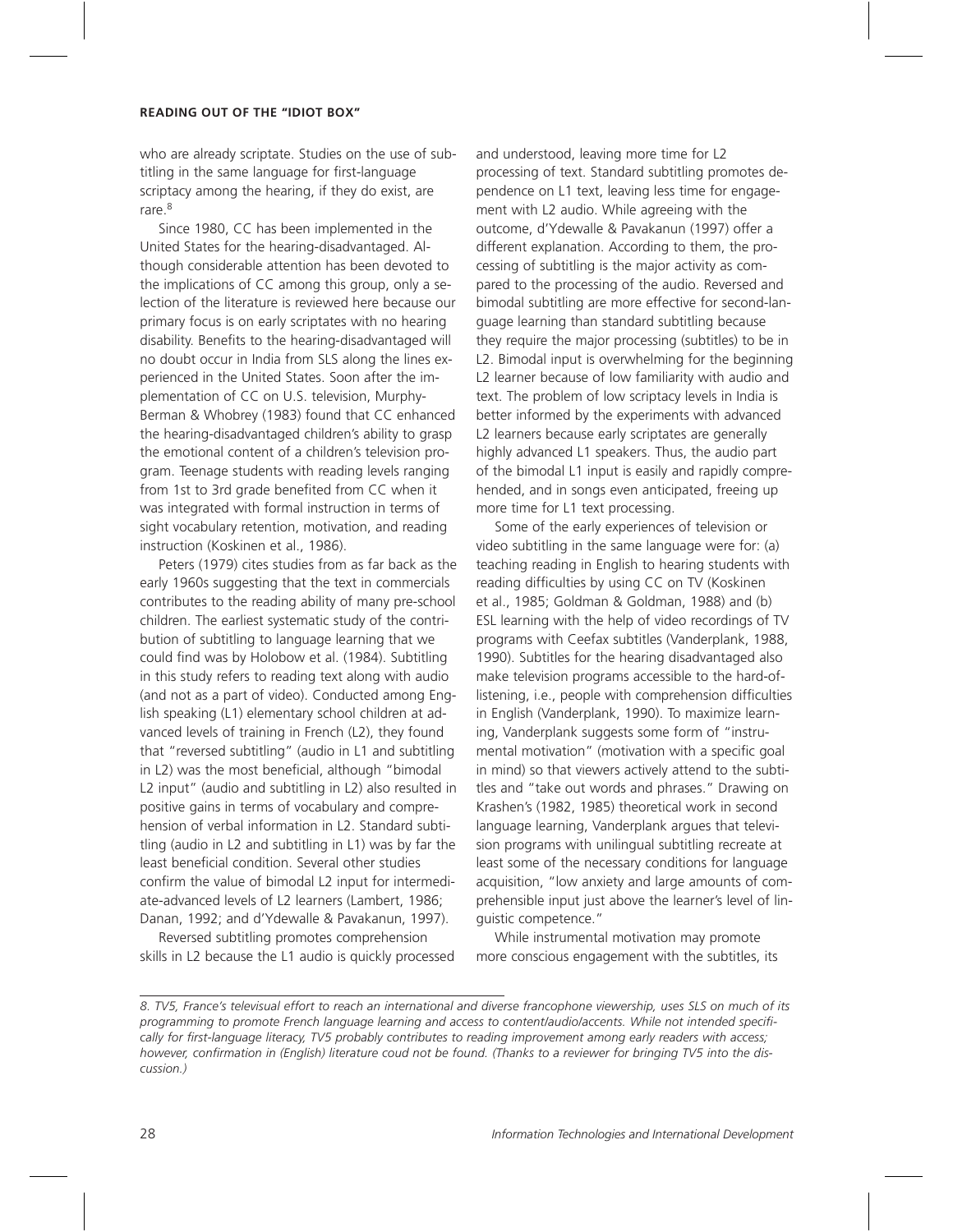who are already scriptate. Studies on the use of subtitling in the same language for first-language scriptacy among the hearing, if they do exist, are rare.[8]

Since 1980, CC has been implemented in the United States for the hearing-disadvantaged. Although considerable attention has been devoted to the implications of CC among this group, only a selection of the literature is reviewed here because our primary focus is on early scriptates with no hearing disability. Benefits to the hearing-disadvantaged will no doubt occur in India from SLS along the lines experienced in the United States. Soon after the implementation of CC on U.S. television, Murphy-Berman & Whobrey (1983) found that CC enhanced the hearing-disadvantaged children's ability to grasp the emotional content of a children's television program. Teenage students with reading levels ranging from 1st to 3rd grade benefited from CC when it was integrated with formal instruction in terms of sight vocabulary retention, motivation, and reading instruction (Koskinen et al., 1986).

Peters (1979) cites studies from as far back as the early 1960s suggesting that the text in commercials contributes to the reading ability of many pre-school children. The earliest systematic study of the contribution of subtitling to language learning that we could find was by Holobow et al. (1984). Subtitling in this study refers to reading text along with audio (and not as a part of video). Conducted among English speaking (L1) elementary school children at advanced levels of training in French (L2), they found that "reversed subtitling" (audio in L1 and subtitling in L2) was the most beneficial, although "bimodal L2 input" (audio and subtitling in L2) also resulted in positive gains in terms of vocabulary and comprehension of verbal information in L2. Standard subtitling (audio in L2 and subtitling in L1) was by far the least beneficial condition. Several other studies confirm the value of bimodal L2 input for intermediate-advanced levels of L2 learners (Lambert, 1986; Danan, 1992; and d'Ydewalle & Pavakanun, 1997).

Reversed subtitling promotes comprehension skills in L2 because the L1 audio is quickly processed and understood, leaving more time for L2 processing of text. Standard subtitling promotes dependence on L1 text, leaving less time for engagement with L2 audio. While agreeing with the outcome, d'Ydewalle & Pavakanun (1997) offer a different explanation. According to them, the processing of subtitling is the major activity as compared to the processing of the audio. Reversed and bimodal subtitling are more effective for second-language learning than standard subtitling because they require the major processing (subtitles) to be in L2. Bimodal input is overwhelming for the beginning L2 learner because of low familiarity with audio and text. The problem of low scriptacy levels in India is better informed by the experiments with advanced L2 learners because early scriptates are generally highly advanced L1 speakers. Thus, the audio part of the bimodal L1 input is easily and rapidly comprehended, and in songs even anticipated, freeing up more time for L1 text processing.

Some of the early experiences of television or video subtitling in the same language were for: (a) teaching reading in English to hearing students with reading difficulties by using CC on TV (Koskinen et al., 1985; Goldman & Goldman, 1988) and (b) ESL learning with the help of video recordings of TV programs with Ceefax subtitles (Vanderplank, 1988, 1990). Subtitles for the hearing disadvantaged also make television programs accessible to the hard-of-listening, i.e., people with comprehension difficulties in English (Vanderplank, 1990). To maximize learning, Vanderplank suggests some form of "instrumental motivation" (motivation with a specific goal in mind) so that viewers actively attend to the subtitles and "take out words and phrases." Drawing on Krashen's (1982, 1985) theoretical work in second language learning, Vanderplank argues that television programs with unilingual subtitling recreate at least some of the necessary conditions for language acquisition, "low anxiety and large amounts of comprehensible input just above the learner's level of linguistic competence."

While instrumental motivation may promote more conscious engagement with the subtitles, its

---

*8. TV5, France's televisual effort to reach an international and diverse francophone viewership, uses SLS on much of its programming to promote French language learning and access to content/audio/accents. While not intended specifically for first-language literacy, TV5 probably contributes to reading improvement among early readers with access; however, confirmation in (English) literature coud not be found. (Thanks to a reviewer for bringing TV5 into the discussion.)*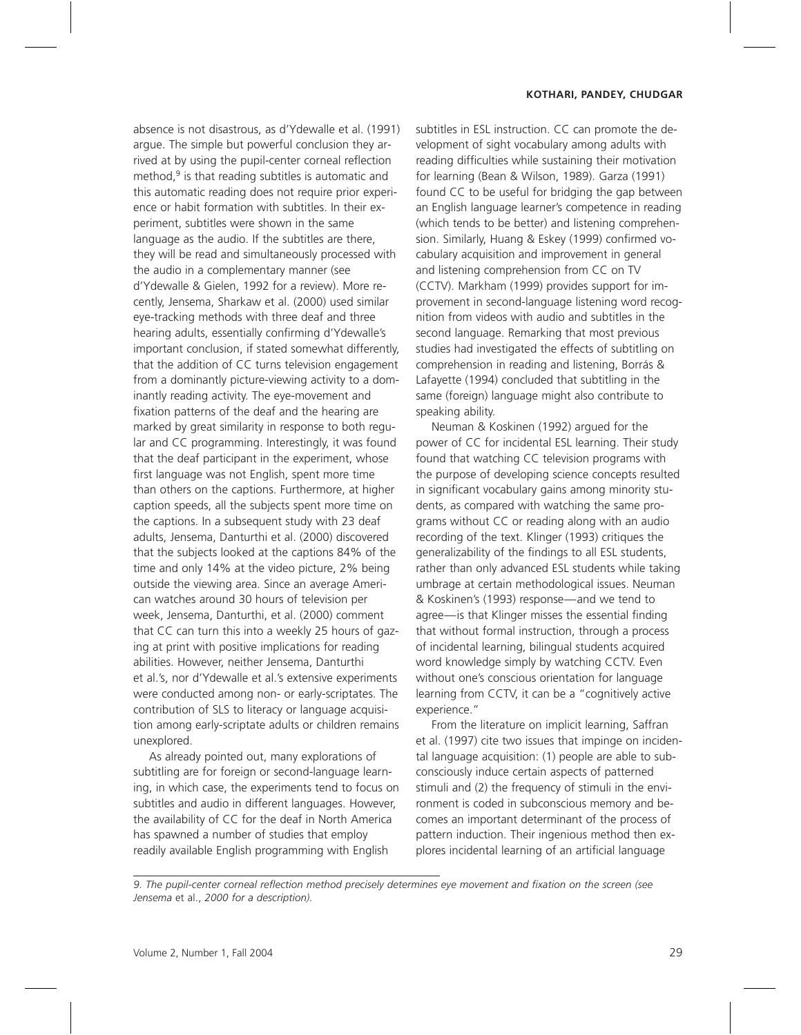absence is not disastrous, as d'Ydewalle et al. (1991) argue. The simple but powerful conclusion they arrived at by using the pupil-center corneal reflection method,[9] is that reading subtitles is automatic and this automatic reading does not require prior experience or habit formation with subtitles. In their experiment, subtitles were shown in the same language as the audio. If the subtitles are there, they will be read and simultaneously processed with the audio in a complementary manner (see d'Ydewalle & Gielen, 1992 for a review). More recently, Jensema, Sharkaw et al. (2000) used similar eye-tracking methods with three deaf and three hearing adults, essentially confirming d'Ydewalle's important conclusion, if stated somewhat differently, that the addition of CC turns television engagement from a dominantly picture-viewing activity to a dominantly reading activity. The eye-movement and fixation patterns of the deaf and the hearing are marked by great similarity in response to both regular and CC programming. Interestingly, it was found that the deaf participant in the experiment, whose first language was not English, spent more time than others on the captions. Furthermore, at higher caption speeds, all the subjects spent more time on the captions. In a subsequent study with 23 deaf adults, Jensema, Danturthi et al. (2000) discovered that the subjects looked at the captions 84% of the time and only 14% at the video picture, 2% being outside the viewing area. Since an average American watches around 30 hours of television per week, Jensema, Danturthi, et al. (2000) comment that CC can turn this into a weekly 25 hours of gazing at print with positive implications for reading abilities. However, neither Jensema, Danturthi et al.'s, nor d'Ydewalle et al.'s extensive experiments were conducted among non- or early-scriptates. The contribution of SLS to literacy or language acquisition among early-scriptate adults or children remains unexplored.

As already pointed out, many explorations of subtitling are for foreign or second-language learning, in which case, the experiments tend to focus on subtitles and audio in different languages. However, the availability of CC for the deaf in North America has spawned a number of studies that employ readily available English programming with English subtitles in ESL instruction. CC can promote the development of sight vocabulary among adults with reading difficulties while sustaining their motivation for learning (Bean & Wilson, 1989). Garza (1991) found CC to be useful for bridging the gap between an English language learner's competence in reading (which tends to be better) and listening comprehension. Similarly, Huang & Eskey (1999) confirmed vocabulary acquisition and improvement in general and listening comprehension from CC on TV (CCTV). Markham (1999) provides support for improvement in second-language listening word recognition from videos with audio and subtitles in the second language. Remarking that most previous studies had investigated the effects of subtitling on comprehension in reading and listening, Borrás & Lafayette (1994) concluded that subtitling in the same (foreign) language might also contribute to speaking ability.

Neuman & Koskinen (1992) argued for the power of CC for incidental ESL learning. Their study found that watching CC television programs with the purpose of developing science concepts resulted in significant vocabulary gains among minority students, as compared with watching the same programs without CC or reading along with an audio recording of the text. Klinger (1993) critiques the generalizability of the findings to all ESL students, rather than only advanced ESL students while taking umbrage at certain methodological issues. Neuman & Koskinen's (1993) response—and we tend to agree—is that Klinger misses the essential finding that without formal instruction, through a process of incidental learning, bilingual students acquired word knowledge simply by watching CCTV. Even without one's conscious orientation for language learning from CCTV, it can be a "cognitively active experience."

From the literature on implicit learning, Saffran et al. (1997) cite two issues that impinge on incidental language acquisition: (1) people are able to subconsciously induce certain aspects of patterned stimuli and (2) the frequency of stimuli in the environment is coded in subconscious memory and becomes an important determinant of the process of pattern induction. Their ingenious method then explores incidental learning of an artificial language

---

*9. The pupil-center corneal reflection method precisely determines eye movement and fixation on the screen (see Jensema* et al., *2000 for a description).*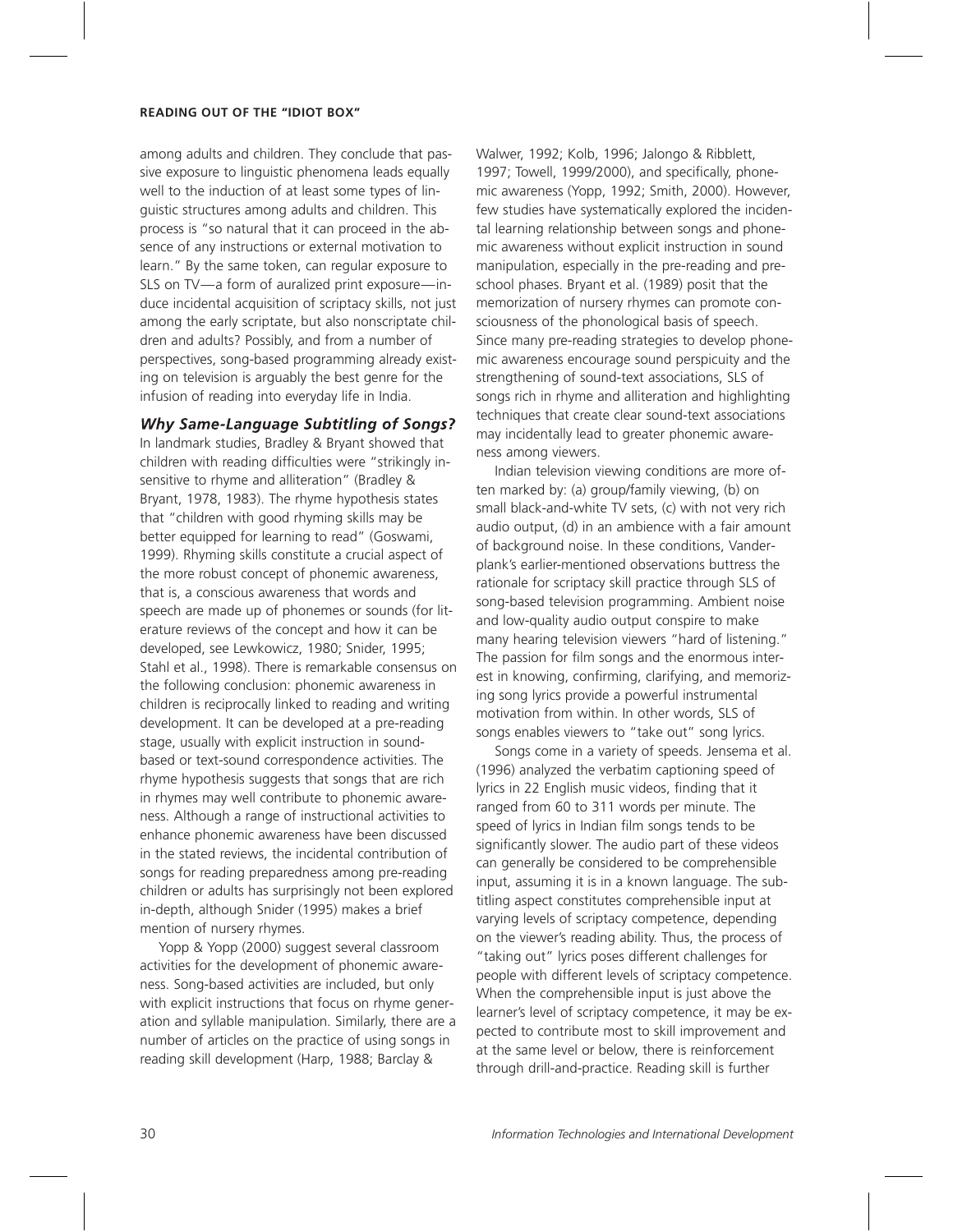among adults and children. They conclude that passive exposure to linguistic phenomena leads equally well to the induction of at least some types of linguistic structures among adults and children. This process is "so natural that it can proceed in the absence of any instructions or external motivation to learn." By the same token, can regular exposure to SLS on TV—a form of auralized print exposure—induce incidental acquisition of scriptacy skills, not just among the early scriptate, but also nonscriptate children and adults? Possibly, and from a number of perspectives, song-based programming already existing on television is arguably the best genre for the infusion of reading into everyday life in India.

### *Why Same-Language Subtitling of Songs?*

In landmark studies, Bradley & Bryant showed that children with reading difficulties were "strikingly insensitive to rhyme and alliteration" (Bradley & Bryant, 1978, 1983). The rhyme hypothesis states that "children with good rhyming skills may be better equipped for learning to read" (Goswami, 1999). Rhyming skills constitute a crucial aspect of the more robust concept of phonemic awareness, that is, a conscious awareness that words and speech are made up of phonemes or sounds (for literature reviews of the concept and how it can be developed, see Lewkowicz, 1980; Snider, 1995; Stahl et al., 1998). There is remarkable consensus on the following conclusion: phonemic awareness in children is reciprocally linked to reading and writing development. It can be developed at a pre-reading stage, usually with explicit instruction in sound-based or text-sound correspondence activities. The rhyme hypothesis suggests that songs that are rich in rhymes may well contribute to phonemic awareness. Although a range of instructional activities to enhance phonemic awareness have been discussed in the stated reviews, the incidental contribution of songs for reading preparedness among pre-reading children or adults has surprisingly not been explored in-depth, although Snider (1995) makes a brief mention of nursery rhymes.

Yopp & Yopp (2000) suggest several classroom activities for the development of phonemic awareness. Song-based activities are included, but only with explicit instructions that focus on rhyme generation and syllable manipulation. Similarly, there are a number of articles on the practice of using songs in reading skill development (Harp, 1988; Barclay & Walwer, 1992; Kolb, 1996; Jalongo & Ribblett, 1997; Towell, 1999/2000), and specifically, phonemic awareness (Yopp, 1992; Smith, 2000). However, few studies have systematically explored the incidental learning relationship between songs and phonemic awareness without explicit instruction in sound manipulation, especially in the pre-reading and preschool phases. Bryant et al. (1989) posit that the memorization of nursery rhymes can promote consciousness of the phonological basis of speech. Since many pre-reading strategies to develop phonemic awareness encourage sound perspicuity and the strengthening of sound-text associations, SLS of songs rich in rhyme and alliteration and highlighting techniques that create clear sound-text associations may incidentally lead to greater phonemic awareness among viewers.

Indian television viewing conditions are more often marked by: (a) group/family viewing, (b) on small black-and-white TV sets, (c) with not very rich audio output, (d) in an ambience with a fair amount of background noise. In these conditions, Vanderplank's earlier-mentioned observations buttress the rationale for scriptacy skill practice through SLS of song-based television programming. Ambient noise and low-quality audio output conspire to make many hearing television viewers "hard of listening." The passion for film songs and the enormous interest in knowing, confirming, clarifying, and memorizing song lyrics provide a powerful instrumental motivation from within. In other words, SLS of songs enables viewers to "take out" song lyrics.

Songs come in a variety of speeds. Jensema et al. (1996) analyzed the verbatim captioning speed of lyrics in 22 English music videos, finding that it ranged from 60 to 311 words per minute. The speed of lyrics in Indian film songs tends to be significantly slower. The audio part of these videos can generally be considered to be comprehensible input, assuming it is in a known language. The subtitling aspect constitutes comprehensible input at varying levels of scriptacy competence, depending on the viewer's reading ability. Thus, the process of "taking out" lyrics poses different challenges for people with different levels of scriptacy competence. When the comprehensible input is just above the learner's level of scriptacy competence, it may be expected to contribute most to skill improvement and at the same level or below, there is reinforcement through drill-and-practice. Reading skill is further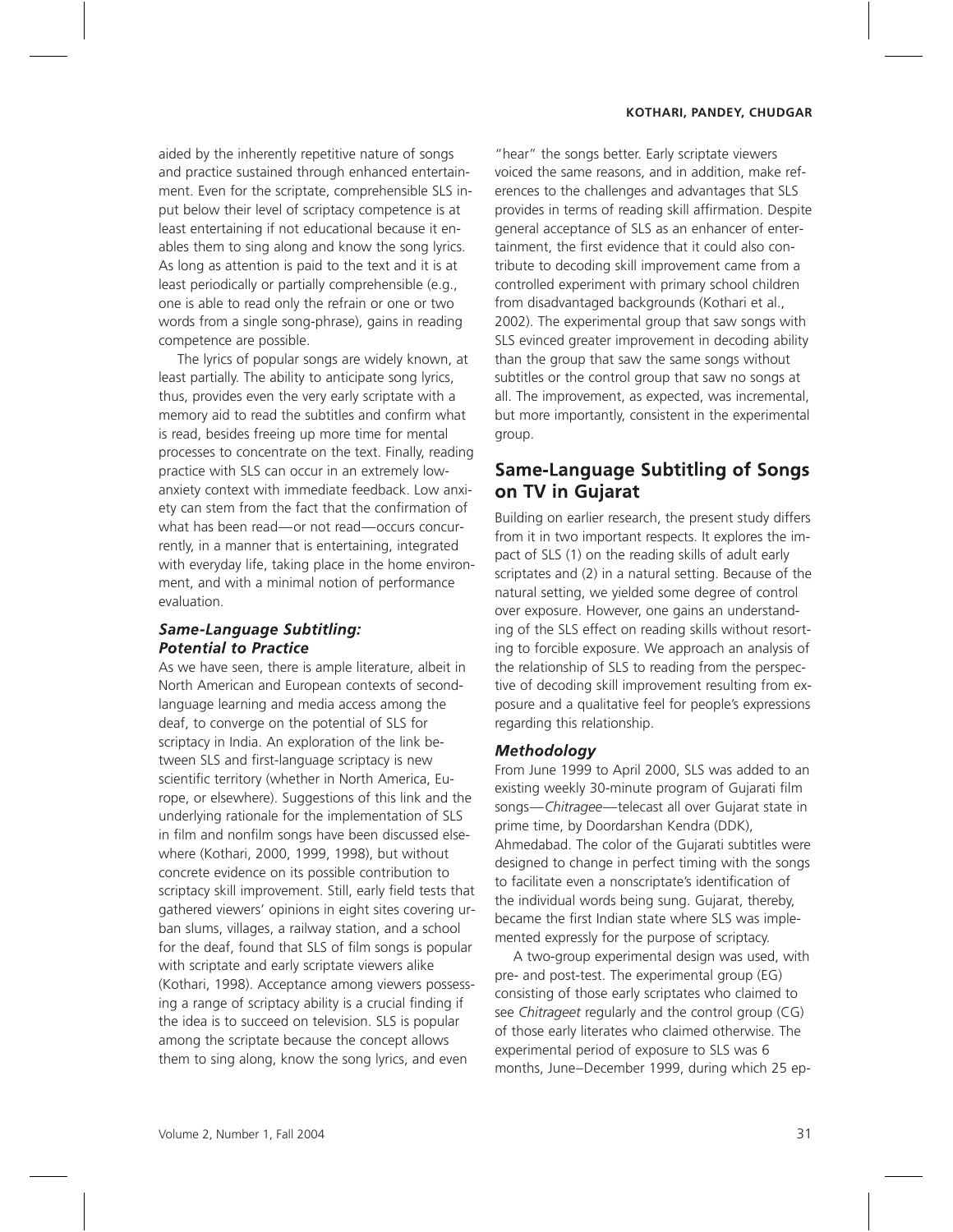aided by the inherently repetitive nature of songs and practice sustained through enhanced entertainment. Even for the scriptate, comprehensible SLS input below their level of scriptacy competence is at least entertaining if not educational because it enables them to sing along and know the song lyrics. As long as attention is paid to the text and it is at least periodically or partially comprehensible (e.g., one is able to read only the refrain or one or two words from a single song-phrase), gains in reading competence are possible.

The lyrics of popular songs are widely known, at least partially. The ability to anticipate song lyrics, thus, provides even the very early scriptate with a memory aid to read the subtitles and confirm what is read, besides freeing up more time for mental processes to concentrate on the text. Finally, reading practice with SLS can occur in an extremely low-anxiety context with immediate feedback. Low anxiety can stem from the fact that the confirmation of what has been read—or not read—occurs concurrently, in a manner that is entertaining, integrated with everyday life, taking place in the home environment, and with a minimal notion of performance evaluation.

### *Same-Language Subtitling: Potential to Practice*

As we have seen, there is ample literature, albeit in North American and European contexts of second-language learning and media access among the deaf, to converge on the potential of SLS for scriptacy in India. An exploration of the link between SLS and first-language scriptacy is new scientific territory (whether in North America, Europe, or elsewhere). Suggestions of this link and the underlying rationale for the implementation of SLS in film and nonfilm songs have been discussed elsewhere (Kothari, 2000, 1999, 1998), but without concrete evidence on its possible contribution to scriptacy skill improvement. Still, early field tests that gathered viewers' opinions in eight sites covering urban slums, villages, a railway station, and a school for the deaf, found that SLS of film songs is popular with scriptate and early scriptate viewers alike (Kothari, 1998). Acceptance among viewers possessing a range of scriptacy ability is a crucial finding if the idea is to succeed on television. SLS is popular among the scriptate because the concept allows them to sing along, know the song lyrics, and even "hear" the songs better. Early scriptate viewers voiced the same reasons, and in addition, make references to the challenges and advantages that SLS provides in terms of reading skill affirmation. Despite general acceptance of SLS as an enhancer of entertainment, the first evidence that it could also contribute to decoding skill improvement came from a controlled experiment with primary school children from disadvantaged backgrounds (Kothari et al., 2002). The experimental group that saw songs with SLS evinced greater improvement in decoding ability than the group that saw the same songs without subtitles or the control group that saw no songs at all. The improvement, as expected, was incremental, but more importantly, consistent in the experimental group.

## Same-Language Subtitling of Songs on TV in Gujarat

Building on earlier research, the present study differs from it in two important respects. It explores the impact of SLS (1) on the reading skills of adult early scriptates and (2) in a natural setting. Because of the natural setting, we yielded some degree of control over exposure. However, one gains an understanding of the SLS effect on reading skills without resorting to forcible exposure. We approach an analysis of the relationship of SLS to reading from the perspective of decoding skill improvement resulting from exposure and a qualitative feel for people's expressions regarding this relationship.

### *Methodology*

From June 1999 to April 2000, SLS was added to an existing weekly 30-minute program of Gujarati film songs—*Chitragee*—telecast all over Gujarat state in prime time, by Doordarshan Kendra (DDK), Ahmedabad. The color of the Gujarati subtitles were designed to change in perfect timing with the songs to facilitate even a nonscriptate's identification of the individual words being sung. Gujarat, thereby, became the first Indian state where SLS was implemented expressly for the purpose of scriptacy.

A two-group experimental design was used, with pre- and post-test. The experimental group (EG) consisting of those early scriptates who claimed to see *Chitrageet* regularly and the control group (CG) of those early literates who claimed otherwise. The experimental period of exposure to SLS was 6 months, June–December 1999, during which 25 ep-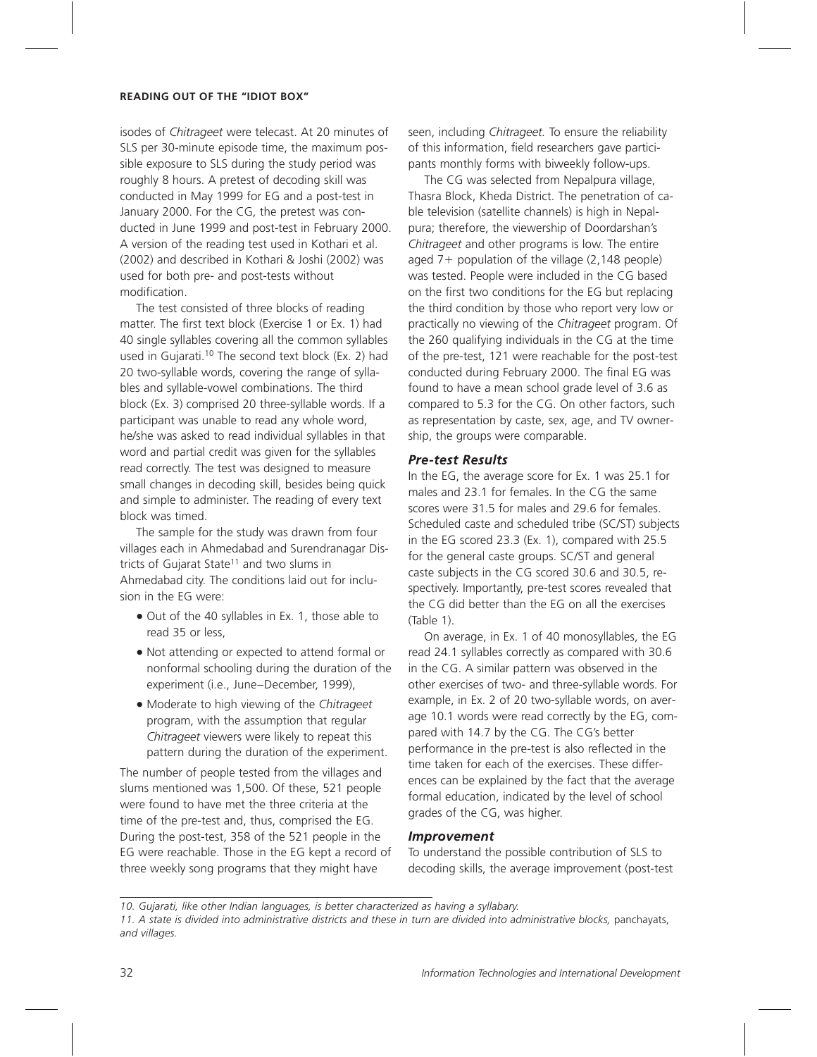isodes of *Chitrageet* were telecast. At 20 minutes of SLS per 30-minute episode time, the maximum possible exposure to SLS during the study period was roughly 8 hours. A pretest of decoding skill was conducted in May 1999 for EG and a post-test in January 2000. For the CG, the pretest was conducted in June 1999 and post-test in February 2000. A version of the reading test used in Kothari et al. (2002) and described in Kothari & Joshi (2002) was used for both pre- and post-tests without modification.

The test consisted of three blocks of reading matter. The first text block (Exercise 1 or Ex. 1) had 40 single syllables covering all the common syllables used in Gujarati.[10] The second text block (Ex. 2) had 20 two-syllable words, covering the range of syllables and syllable-vowel combinations. The third block (Ex. 3) comprised 20 three-syllable words. If a participant was unable to read any whole word, he/she was asked to read individual syllables in that word and partial credit was given for the syllables read correctly. The test was designed to measure small changes in decoding skill, besides being quick and simple to administer. The reading of every text block was timed.

The sample for the study was drawn from four villages each in Ahmedabad and Surendranagar Districts of Gujarat State[11] and two slums in Ahmedabad city. The conditions laid out for inclusion in the EG were:

- Out of the 40 syllables in Ex. 1, those able to read 35 or less,
- Not attending or expected to attend formal or nonformal schooling during the duration of the experiment (i.e., June–December, 1999),
- Moderate to high viewing of the *Chitrageet* program, with the assumption that regular *Chitrageet* viewers were likely to repeat this pattern during the duration of the experiment.

The number of people tested from the villages and slums mentioned was 1,500. Of these, 521 people were found to have met the three criteria at the time of the pre-test and, thus, comprised the EG. During the post-test, 358 of the 521 people in the EG were reachable. Those in the EG kept a record of three weekly song programs that they might have seen, including *Chitrageet.* To ensure the reliability of this information, field researchers gave participants monthly forms with biweekly follow-ups.

The CG was selected from Nepalpura village, Thasra Block, Kheda District. The penetration of cable television (satellite channels) is high in Nepalpura; therefore, the viewership of Doordarshan's *Chitrageet* and other programs is low. The entire aged 7+ population of the village (2,148 people) was tested. People were included in the CG based on the first two conditions for the EG but replacing the third condition by those who report very low or practically no viewing of the *Chitrageet* program. Of the 260 qualifying individuals in the CG at the time of the pre-test, 121 were reachable for the post-test conducted during February 2000. The final EG was found to have a mean school grade level of 3.6 as compared to 5.3 for the CG. On other factors, such as representation by caste, sex, age, and TV ownership, the groups were comparable.

### *Pre-test Results*

In the EG, the average score for Ex. 1 was 25.1 for males and 23.1 for females. In the CG the same scores were 31.5 for males and 29.6 for females. Scheduled caste and scheduled tribe (SC/ST) subjects in the EG scored 23.3 (Ex. 1), compared with 25.5 for the general caste groups. SC/ST and general caste subjects in the CG scored 30.6 and 30.5, respectively. Importantly, pre-test scores revealed that the CG did better than the EG on all the exercises (Table 1).

On average, in Ex. 1 of 40 monosyllables, the EG read 24.1 syllables correctly as compared with 30.6 in the CG. A similar pattern was observed in the other exercises of two- and three-syllable words. For example, in Ex. 2 of 20 two-syllable words, on average 10.1 words were read correctly by the EG, compared with 14.7 by the CG. The CG's better performance in the pre-test is also reflected in the time taken for each of the exercises. These differences can be explained by the fact that the average formal education, indicated by the level of school grades of the CG, was higher.

### *Improvement*

To understand the possible contribution of SLS to decoding skills, the average improvement (post-test

---

*10. Gujarati, like other Indian languages, is better characterized as having a syllabary.*

*11. A state is divided into administrative districts and these in turn are divided into administrative blocks,* panchayats, *and villages.*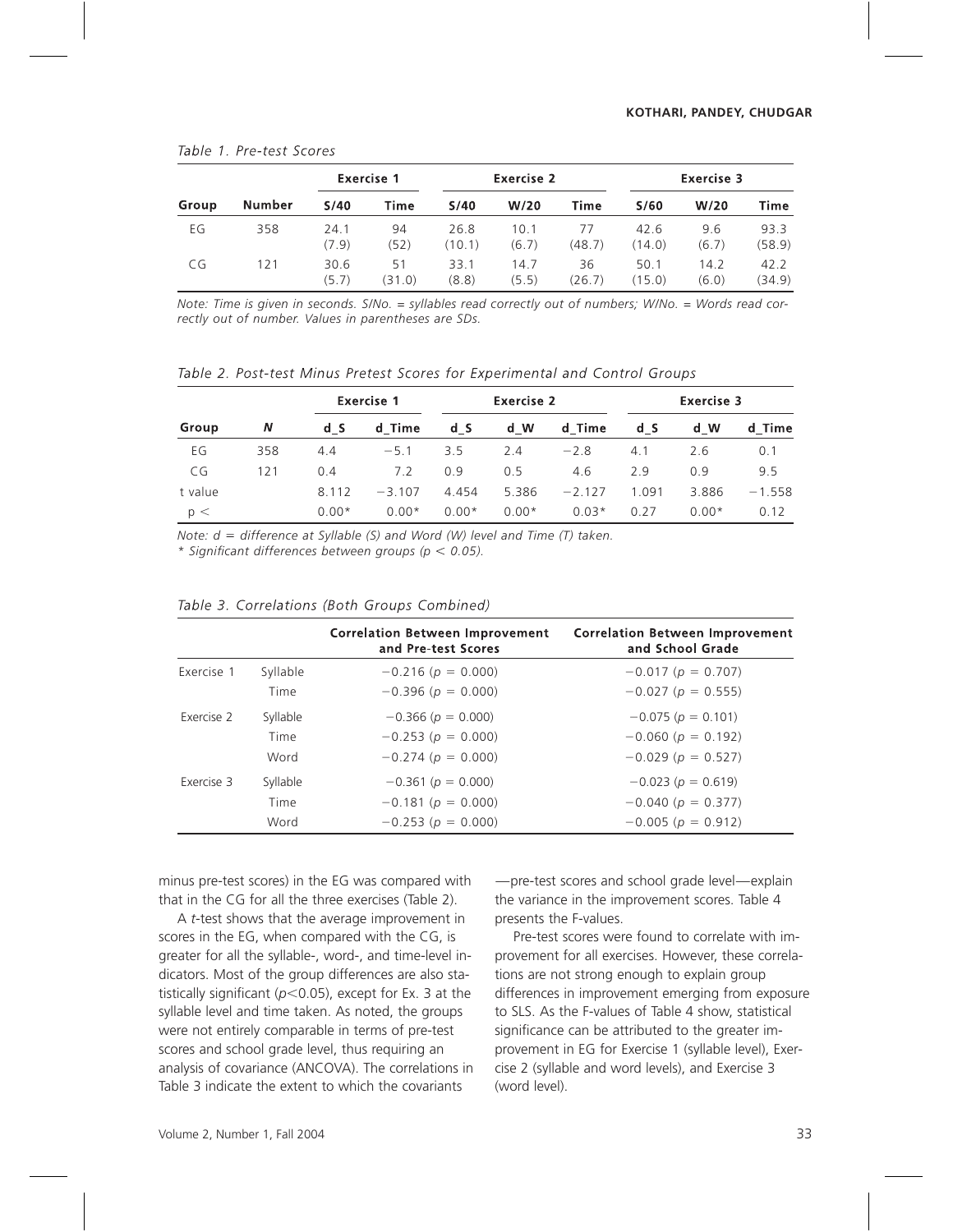*Table 1. Pre-test Scores*

| Group | Number | Exercise 1 | | Exercise 2 | | | Exercise 3 | | |
|---|---|---|---|---|---|---|---|---|---|
| | | S/40 | Time | S/40 | W/20 | Time | S/60 | W/20 | Time |
| EG | 358 | 24.1 (7.9) | 94 (52) | 26.8 (10.1) | 10.1 (6.7) | 77 (48.7) | 42.6 (14.0) | 9.6 (6.7) | 93.3 (58.9) |
| CG | 121 | 30.6 (5.7) | 51 (31.0) | 33.1 (8.8) | 14.7 (5.5) | 36 (26.7) | 50.1 (15.0) | 14.2 (6.0) | 42.2 (34.9) |

*Note: Time is given in seconds. S/No. = syllables read correctly out of numbers; W/No. = Words read correctly out of number. Values in parentheses are SDs.*

*Table 2. Post-test Minus Pretest Scores for Experimental and Control Groups*

| Group | N | Exercise 1 | | Exercise 2 | | | Exercise 3 | | |
|---|---|---|---|---|---|---|---|---|---|
| | | d_S | d_Time | d_S | d_W | d_Time | d_S | d_W | d_Time |
| EG | 358 | 4.4 | −5.1 | 3.5 | 2.4 | −2.8 | 4.1 | 2.6 | 0.1 |
| CG | 121 | 0.4 | 7.2 | 0.9 | 0.5 | 4.6 | 2.9 | 0.9 | 9.5 |
| t value | | 8.112 | −3.107 | 4.454 | 5.386 | −2.127 | 1.091 | 3.886 | −1.558 |
| $p <$ | | 0.00* | 0.00* | 0.00* | 0.00* | 0.03* | 0.27 | 0.00* | 0.12 |

*Note: d = difference at Syllable (S) and Word (W) level and Time (T) taken.*
*\* Significant differences between groups ($p < 0.05$).*

*Table 3. Correlations (Both Groups Combined)*

| | | Correlation Between Improvement and Pre-test Scores | Correlation Between Improvement and School Grade |
|---|---|---|---|
| Exercise 1 | Syllable | −0.216 ($p$ = 0.000) | −0.017 ($p$ = 0.707) |
| | Time | −0.396 ($p$ = 0.000) | −0.027 ($p$ = 0.555) |
| Exercise 2 | Syllable | −0.366 ($p$ = 0.000) | −0.075 ($p$ = 0.101) |
| | Time | −0.253 ($p$ = 0.000) | −0.060 ($p$ = 0.192) |
| | Word | −0.274 ($p$ = 0.000) | −0.029 ($p$ = 0.527) |
| Exercise 3 | Syllable | −0.361 ($p$ = 0.000) | −0.023 ($p$ = 0.619) |
| | Time | −0.181 ($p$ = 0.000) | −0.040 ($p$ = 0.377) |
| | Word | −0.253 ($p$ = 0.000) | −0.005 ($p$ = 0.912) |

minus pre-test scores) in the EG was compared with that in the CG for all the three exercises (Table 2).

A *t*-test shows that the average improvement in scores in the EG, when compared with the CG, is greater for all the syllable-, word-, and time-level indicators. Most of the group differences are also statistically significant ($p<0.05$), except for Ex. 3 at the syllable level and time taken. As noted, the groups were not entirely comparable in terms of pre-test scores and school grade level, thus requiring an analysis of covariance (ANCOVA). The correlations in Table 3 indicate the extent to which the covariants—pre-test scores and school grade level—explain the variance in the improvement scores. Table 4 presents the F-values.

Pre-test scores were found to correlate with improvement for all exercises. However, these correlations are not strong enough to explain group differences in improvement emerging from exposure to SLS. As the F-values of Table 4 show, statistical significance can be attributed to the greater improvement in EG for Exercise 1 (syllable level), Exercise 2 (syllable and word levels), and Exercise 3 (word level).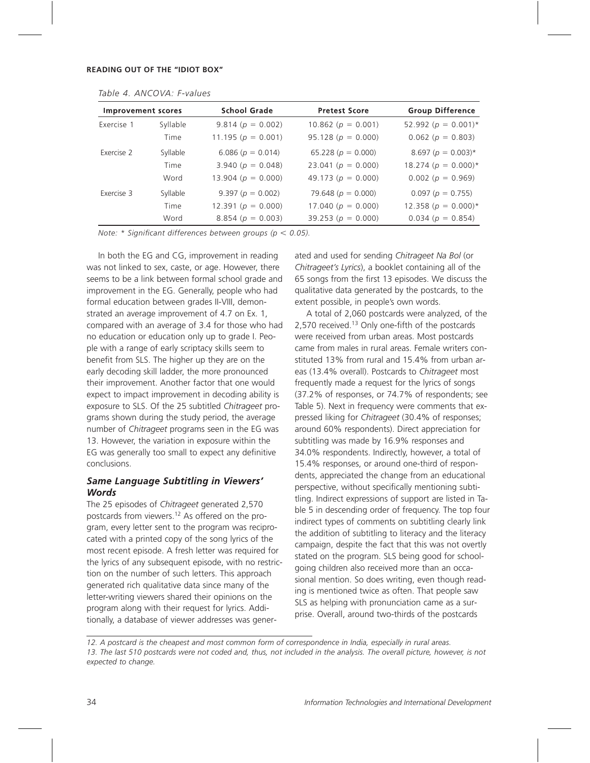*Table 4. ANCOVA: F-values*

| Improvement scores | | School Grade | Pretest Score | Group Difference |
|---|---|---|---|---|
| Exercise 1 | Syllable | 9.814 ($p = 0.002$) | 10.862 ($p = 0.001$) | 52.992 ($p = 0.001$)* |
| | Time | 11.195 ($p = 0.001$) | 95.128 ($p = 0.000$) | 0.062 ($p = 0.803$) |
| Exercise 2 | Syllable | 6.086 ($p = 0.014$) | 65.228 ($p = 0.000$) | 8.697 ($p = 0.003$)* |
| | Time | 3.940 ($p = 0.048$) | 23.041 ($p = 0.000$) | 18.274 ($p = 0.000$)* |
| | Word | 13.904 ($p = 0.000$) | 49.173 ($p = 0.000$) | 0.002 ($p = 0.969$) |
| Exercise 3 | Syllable | 9.397 ($p = 0.002$) | 79.648 ($p = 0.000$) | 0.097 ($p = 0.755$) |
| | Time | 12.391 ($p = 0.000$) | 17.040 ($p = 0.000$) | 12.358 ($p = 0.000$)* |
| | Word | 8.854 ($p = 0.003$) | 39.253 ($p = 0.000$) | 0.034 ($p = 0.854$) |

*Note: * Significant differences between groups ($p < 0.05$).*

In both the EG and CG, improvement in reading was not linked to sex, caste, or age. However, there seems to be a link between formal school grade and improvement in the EG. Generally, people who had formal education between grades II-VIII, demonstrated an average improvement of 4.7 on Ex. 1, compared with an average of 3.4 for those who had no education or education only up to grade I. People with a range of early scriptacy skills seem to benefit from SLS. The higher up they are on the early decoding skill ladder, the more pronounced their improvement. Another factor that one would expect to impact improvement in decoding ability is exposure to SLS. Of the 25 subtitled *Chitrageet* programs shown during the study period, the average number of *Chitrageet* programs seen in the EG was 13. However, the variation in exposure within the EG was generally too small to expect any definitive conclusions.

### *Same Language Subtitling in Viewers' Words*

The 25 episodes of *Chitrageet* generated 2,570 postcards from viewers.[12] As offered on the program, every letter sent to the program was reciprocated with a printed copy of the song lyrics of the most recent episode. A fresh letter was required for the lyrics of any subsequent episode, with no restriction on the number of such letters. This approach generated rich qualitative data since many of the letter-writing viewers shared their opinions on the program along with their request for lyrics. Additionally, a database of viewer addresses was generated and used for sending *Chitrageet Na Bol* (or *Chitrageet's Lyrics*), a booklet containing all of the 65 songs from the first 13 episodes. We discuss the qualitative data generated by the postcards, to the extent possible, in people's own words.

A total of 2,060 postcards were analyzed, of the 2,570 received.[13] Only one-fifth of the postcards were received from urban areas. Most postcards came from males in rural areas. Female writers constituted 13% from rural and 15.4% from urban areas (13.4% overall). Postcards to *Chitrageet* most frequently made a request for the lyrics of songs (37.2% of responses, or 74.7% of respondents; see Table 5). Next in frequency were comments that expressed liking for *Chitrageet* (30.4% of responses; around 60% respondents). Direct appreciation for subtitling was made by 16.9% responses and 34.0% respondents. Indirectly, however, a total of 15.4% responses, or around one-third of respondents, appreciated the change from an educational perspective, without specifically mentioning subtitling. Indirect expressions of support are listed in Table 5 in descending order of frequency. The top four indirect types of comments on subtitling clearly link the addition of subtitling to literacy and the literacy campaign, despite the fact that this was not overtly stated on the program. SLS being good for school-going children also received more than an occasional mention. So does writing, even though reading is mentioned twice as often. That people saw SLS as helping with pronunciation came as a surprise. Overall, around two-thirds of the postcards

---

*12. A postcard is the cheapest and most common form of correspondence in India, especially in rural areas.*

*13. The last 510 postcards were not coded and, thus, not included in the analysis. The overall picture, however, is not expected to change.*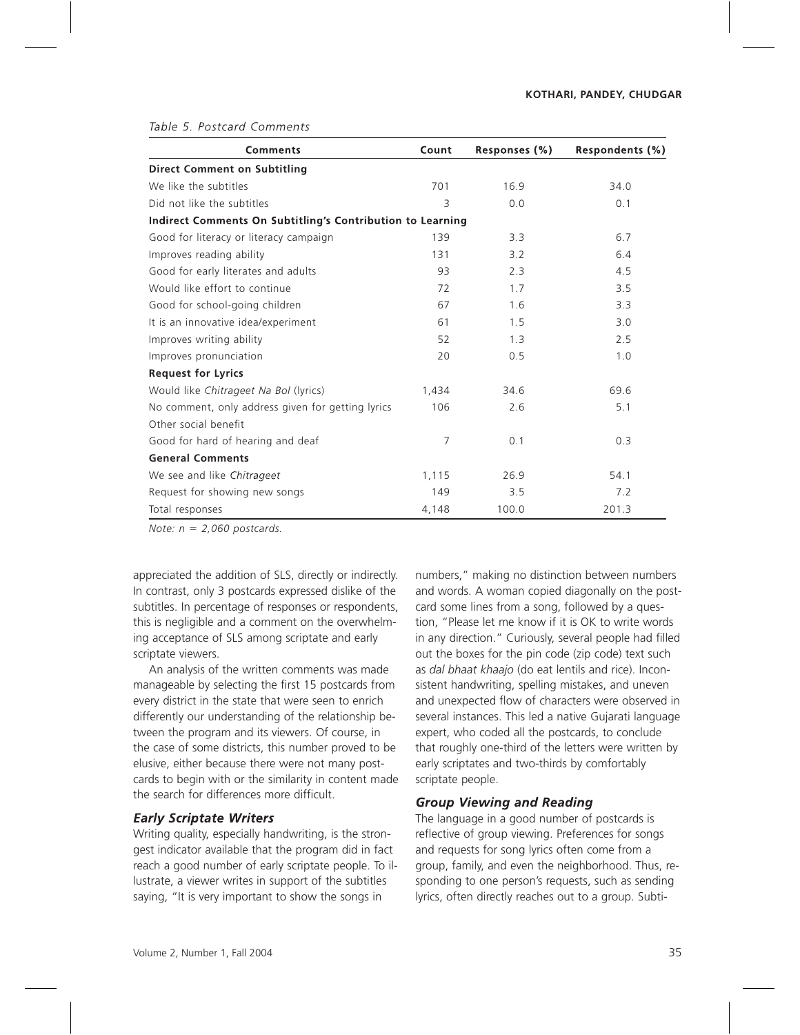*Table 5. Postcard Comments*

| Comments | Count | Responses (%) | Respondents (%) |
|---|---|---|---|
| **Direct Comment on Subtitling** | | | |
| We like the subtitles | 701 | 16.9 | 34.0 |
| Did not like the subtitles | 3 | 0.0 | 0.1 |
| **Indirect Comments On Subtitling's Contribution to Learning** | | | |
| Good for literacy or literacy campaign | 139 | 3.3 | 6.7 |
| Improves reading ability | 131 | 3.2 | 6.4 |
| Good for early literates and adults | 93 | 2.3 | 4.5 |
| Would like effort to continue | 72 | 1.7 | 3.5 |
| Good for school-going children | 67 | 1.6 | 3.3 |
| It is an innovative idea/experiment | 61 | 1.5 | 3.0 |
| Improves writing ability | 52 | 1.3 | 2.5 |
| Improves pronunciation | 20 | 0.5 | 1.0 |
| **Request for Lyrics** | | | |
| Would like *Chitrageet Na Bol* (lyrics) | 1,434 | 34.6 | 69.6 |
| No comment, only address given for getting lyrics | 106 | 2.6 | 5.1 |
| Other social benefit | | | |
| Good for hard of hearing and deaf | 7 | 0.1 | 0.3 |
| **General Comments** | | | |
| We see and like *Chitrageet* | 1,115 | 26.9 | 54.1 |
| Request for showing new songs | 149 | 3.5 | 7.2 |
| Total responses | 4,148 | 100.0 | 201.3 |

*Note: n = 2,060 postcards.*

appreciated the addition of SLS, directly or indirectly. In contrast, only 3 postcards expressed dislike of the subtitles. In percentage of responses or respondents, this is negligible and a comment on the overwhelming acceptance of SLS among scriptate and early scriptate viewers.

An analysis of the written comments was made manageable by selecting the first 15 postcards from every district in the state that were seen to enrich differently our understanding of the relationship between the program and its viewers. Of course, in the case of some districts, this number proved to be elusive, either because there were not many postcards to begin with or the similarity in content made the search for differences more difficult.

### *Early Scriptate Writers*

Writing quality, especially handwriting, is the strongest indicator available that the program did in fact reach a good number of early scriptate people. To illustrate, a viewer writes in support of the subtitles saying, "It is very important to show the songs in numbers," making no distinction between numbers and words. A woman copied diagonally on the postcard some lines from a song, followed by a question, "Please let me know if it is OK to write words in any direction." Curiously, several people had filled out the boxes for the pin code (zip code) text such as *dal bhaat khaajo* (do eat lentils and rice). Inconsistent handwriting, spelling mistakes, and uneven and unexpected flow of characters were observed in several instances. This led a native Gujarati language expert, who coded all the postcards, to conclude that roughly one-third of the letters were written by early scriptates and two-thirds by comfortably scriptate people.

### *Group Viewing and Reading*

The language in a good number of postcards is reflective of group viewing. Preferences for songs and requests for song lyrics often come from a group, family, and even the neighborhood. Thus, responding to one person's requests, such as sending lyrics, often directly reaches out to a group. Subti-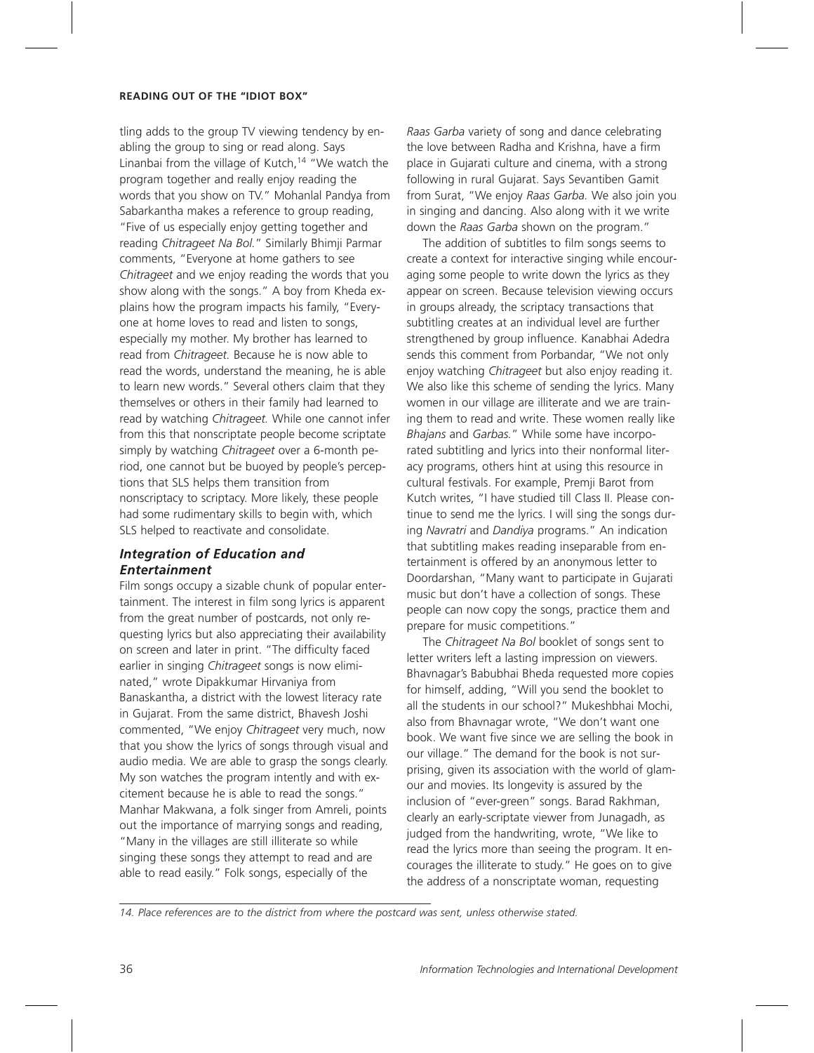tling adds to the group TV viewing tendency by enabling the group to sing or read along. Says Linanbai from the village of Kutch,[14] "We watch the program together and really enjoy reading the words that you show on TV." Mohanlal Pandya from Sabarkantha makes a reference to group reading, "Five of us especially enjoy getting together and reading *Chitrageet Na Bol*." Similarly Bhimji Parmar comments, "Everyone at home gathers to see *Chitrageet* and we enjoy reading the words that you show along with the songs." A boy from Kheda explains how the program impacts his family, "Everyone at home loves to read and listen to songs, especially my mother. My brother has learned to read from *Chitrageet.* Because he is now able to read the words, understand the meaning, he is able to learn new words." Several others claim that they themselves or others in their family had learned to read by watching *Chitrageet.* While one cannot infer from this that nonscriptate people become scriptate simply by watching *Chitrageet* over a 6-month period, one cannot but be buoyed by people's perceptions that SLS helps them transition from nonscriptacy to scriptacy. More likely, these people had some rudimentary skills to begin with, which SLS helped to reactivate and consolidate.

### *Integration of Education and Entertainment*

Film songs occupy a sizable chunk of popular entertainment. The interest in film song lyrics is apparent from the great number of postcards, not only requesting lyrics but also appreciating their availability on screen and later in print. "The difficulty faced earlier in singing *Chitrageet* songs is now eliminated," wrote Dipakkumar Hirvaniya from Banaskantha, a district with the lowest literacy rate in Gujarat. From the same district, Bhavesh Joshi commented, "We enjoy *Chitrageet* very much, now that you show the lyrics of songs through visual and audio media. We are able to grasp the songs clearly. My son watches the program intently and with excitement because he is able to read the songs." Manhar Makwana, a folk singer from Amreli, points out the importance of marrying songs and reading, "Many in the villages are still illiterate so while singing these songs they attempt to read and are able to read easily." Folk songs, especially of the *Raas Garba* variety of song and dance celebrating the love between Radha and Krishna, have a firm place in Gujarati culture and cinema, with a strong following in rural Gujarat. Says Sevantiben Gamit from Surat, "We enjoy *Raas Garba.* We also join you in singing and dancing. Also along with it we write down the *Raas Garba* shown on the program."

The addition of subtitles to film songs seems to create a context for interactive singing while encouraging some people to write down the lyrics as they appear on screen. Because television viewing occurs in groups already, the scriptacy transactions that subtitling creates at an individual level are further strengthened by group influence. Kanabhai Adedra sends this comment from Porbandar, "We not only enjoy watching *Chitrageet* but also enjoy reading it. We also like this scheme of sending the lyrics. Many women in our village are illiterate and we are training them to read and write. These women really like *Bhajans* and *Garbas.*" While some have incorporated subtitling and lyrics into their nonformal literacy programs, others hint at using this resource in cultural festivals. For example, Premji Barot from Kutch writes, "I have studied till Class II. Please continue to send me the lyrics. I will sing the songs during *Navratri* and *Dandiya* programs." An indication that subtitling makes reading inseparable from entertainment is offered by an anonymous letter to Doordarshan, "Many want to participate in Gujarati music but don't have a collection of songs. These people can now copy the songs, practice them and prepare for music competitions."

The *Chitrageet Na Bol* booklet of songs sent to letter writers left a lasting impression on viewers. Bhavnagar's Babubhai Bheda requested more copies for himself, adding, "Will you send the booklet to all the students in our school?" Mukeshbhai Mochi, also from Bhavnagar wrote, "We don't want one book. We want five since we are selling the book in our village." The demand for the book is not surprising, given its association with the world of glamour and movies. Its longevity is assured by the inclusion of "ever-green" songs. Barad Rakhman, clearly an early-scriptate viewer from Junagadh, as judged from the handwriting, wrote, "We like to read the lyrics more than seeing the program. It encourages the illiterate to study." He goes on to give the address of a nonscriptate woman, requesting

*14. Place references are to the district from where the postcard was sent, unless otherwise stated.*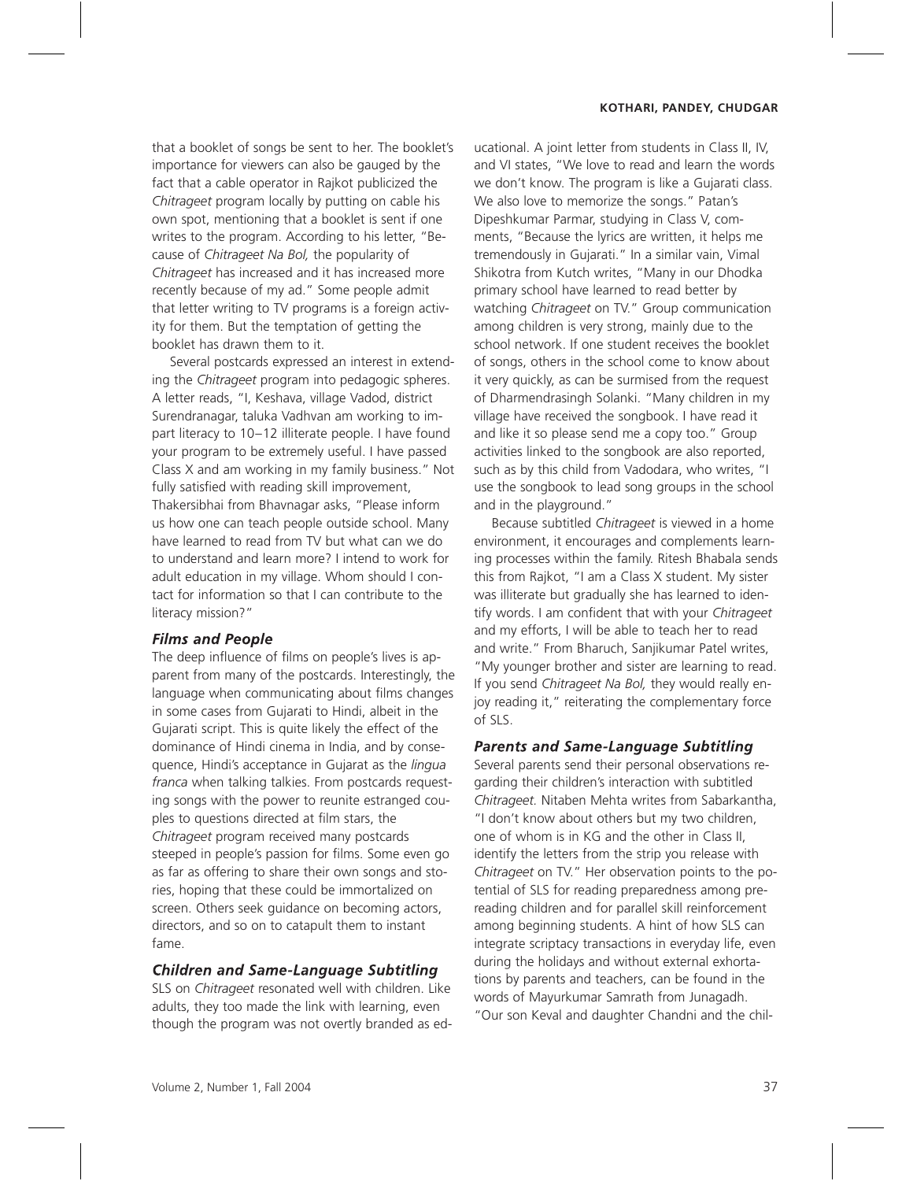that a booklet of songs be sent to her. The booklet's importance for viewers can also be gauged by the fact that a cable operator in Rajkot publicized the *Chitrageet* program locally by putting on cable his own spot, mentioning that a booklet is sent if one writes to the program. According to his letter, "Because of *Chitrageet Na Bol,* the popularity of *Chitrageet* has increased and it has increased more recently because of my ad." Some people admit that letter writing to TV programs is a foreign activity for them. But the temptation of getting the booklet has drawn them to it.

Several postcards expressed an interest in extending the *Chitrageet* program into pedagogic spheres. A letter reads, "I, Keshava, village Vadod, district Surendranagar, taluka Vadhvan am working to impart literacy to 10–12 illiterate people. I have found your program to be extremely useful. I have passed Class X and am working in my family business." Not fully satisfied with reading skill improvement, Thakersibhai from Bhavnagar asks, "Please inform us how one can teach people outside school. Many have learned to read from TV but what can we do to understand and learn more? I intend to work for adult education in my village. Whom should I contact for information so that I can contribute to the literacy mission?"

### *Films and People*

The deep influence of films on people's lives is apparent from many of the postcards. Interestingly, the language when communicating about films changes in some cases from Gujarati to Hindi, albeit in the Gujarati script. This is quite likely the effect of the dominance of Hindi cinema in India, and by consequence, Hindi's acceptance in Gujarat as the *lingua franca* when talking talkies. From postcards requesting songs with the power to reunite estranged couples to questions directed at film stars, the *Chitrageet* program received many postcards steeped in people's passion for films. Some even go as far as offering to share their own songs and stories, hoping that these could be immortalized on screen. Others seek guidance on becoming actors, directors, and so on to catapult them to instant fame.

### *Children and Same-Language Subtitling*

SLS on *Chitrageet* resonated well with children. Like adults, they too made the link with learning, even though the program was not overtly branded as educational. A joint letter from students in Class II, IV, and VI states, "We love to read and learn the words we don't know. The program is like a Gujarati class. We also love to memorize the songs." Patan's Dipeshkumar Parmar, studying in Class V, comments, "Because the lyrics are written, it helps me tremendously in Gujarati." In a similar vain, Vimal Shikotra from Kutch writes, "Many in our Dhodka primary school have learned to read better by watching *Chitrageet* on TV." Group communication among children is very strong, mainly due to the school network. If one student receives the booklet of songs, others in the school come to know about it very quickly, as can be surmised from the request of Dharmendrasingh Solanki. "Many children in my village have received the songbook. I have read it and like it so please send me a copy too." Group activities linked to the songbook are also reported, such as by this child from Vadodara, who writes, "I use the songbook to lead song groups in the school and in the playground."

Because subtitled *Chitrageet* is viewed in a home environment, it encourages and complements learning processes within the family. Ritesh Bhabala sends this from Rajkot, "I am a Class X student. My sister was illiterate but gradually she has learned to identify words. I am confident that with your *Chitrageet* and my efforts, I will be able to teach her to read and write." From Bharuch, Sanjikumar Patel writes, "My younger brother and sister are learning to read. If you send *Chitrageet Na Bol,* they would really enjoy reading it," reiterating the complementary force of SLS.

### *Parents and Same-Language Subtitling*

Several parents send their personal observations regarding their children's interaction with subtitled *Chitrageet.* Nitaben Mehta writes from Sabarkantha, "I don't know about others but my two children, one of whom is in KG and the other in Class II, identify the letters from the strip you release with *Chitrageet* on TV." Her observation points to the potential of SLS for reading preparedness among prereading children and for parallel skill reinforcement among beginning students. A hint of how SLS can integrate scriptacy transactions in everyday life, even during the holidays and without external exhortations by parents and teachers, can be found in the words of Mayurkumar Samrath from Junagadh. "Our son Keval and daughter Chandni and the chil-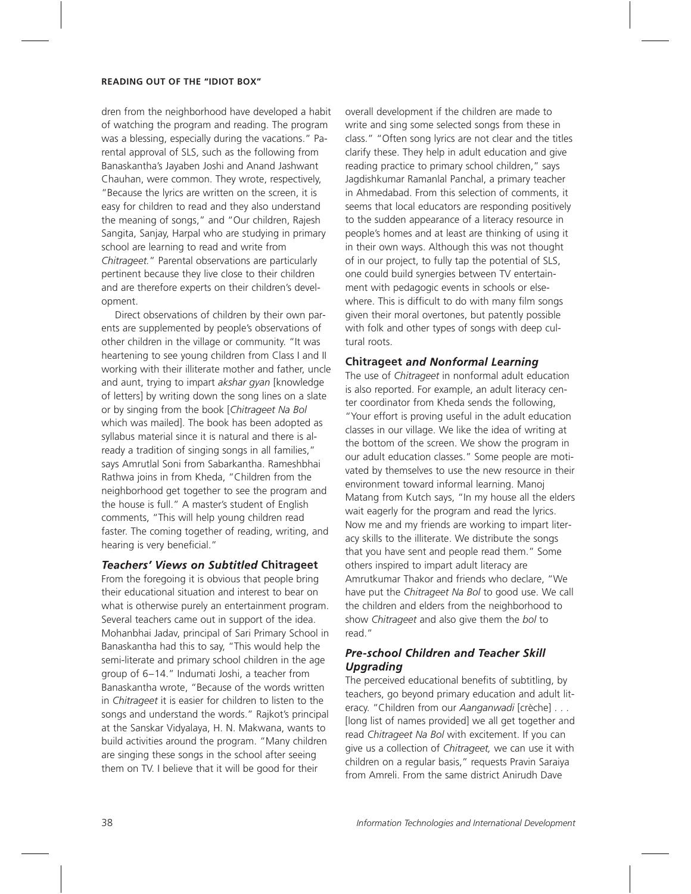dren from the neighborhood have developed a habit of watching the program and reading. The program was a blessing, especially during the vacations." Parental approval of SLS, such as the following from Banaskantha's Jayaben Joshi and Anand Jashwant Chauhan, were common. They wrote, respectively, "Because the lyrics are written on the screen, it is easy for children to read and they also understand the meaning of songs," and "Our children, Rajesh Sangita, Sanjay, Harpal who are studying in primary school are learning to read and write from *Chitrageet*." Parental observations are particularly pertinent because they live close to their children and are therefore experts on their children's development.

Direct observations of children by their own parents are supplemented by people's observations of other children in the village or community. "It was heartening to see young children from Class I and II working with their illiterate mother and father, uncle and aunt, trying to impart *akshar gyan* [knowledge of letters] by writing down the song lines on a slate or by singing from the book [*Chitrageet Na Bol* which was mailed]. The book has been adopted as syllabus material since it is natural and there is already a tradition of singing songs in all families," says Amrutlal Soni from Sabarkantha. Rameshbhai Rathwa joins in from Kheda, "Children from the neighborhood get together to see the program and the house is full." A master's student of English comments, "This will help young children read faster. The coming together of reading, writing, and hearing is very beneficial."

### *Teachers' Views on Subtitled* Chitrageet

From the foregoing it is obvious that people bring their educational situation and interest to bear on what is otherwise purely an entertainment program. Several teachers came out in support of the idea. Mohanbhai Jadav, principal of Sari Primary School in Banaskantha had this to say, "This would help the semi-literate and primary school children in the age group of 6–14." Indumati Joshi, a teacher from Banaskantha wrote, "Because of the words written in *Chitrageet* it is easier for children to listen to the songs and understand the words." Rajkot's principal at the Sanskar Vidyalaya, H. N. Makwana, wants to build activities around the program. "Many children are singing these songs in the school after seeing them on TV. I believe that it will be good for their overall development if the children are made to write and sing some selected songs from these in class." "Often song lyrics are not clear and the titles clarify these. They help in adult education and give reading practice to primary school children," says Jagdishkumar Ramanlal Panchal, a primary teacher in Ahmedabad. From this selection of comments, it seems that local educators are responding positively to the sudden appearance of a literacy resource in people's homes and at least are thinking of using it in their own ways. Although this was not thought of in our project, to fully tap the potential of SLS, one could build synergies between TV entertainment with pedagogic events in schools or elsewhere. This is difficult to do with many film songs given their moral overtones, but patently possible with folk and other types of songs with deep cultural roots.

### Chitrageet *and Nonformal Learning*

The use of *Chitrageet* in nonformal adult education is also reported. For example, an adult literacy center coordinator from Kheda sends the following, "Your effort is proving useful in the adult education classes in our village. We like the idea of writing at the bottom of the screen. We show the program in our adult education classes." Some people are motivated by themselves to use the new resource in their environment toward informal learning. Manoj Matang from Kutch says, "In my house all the elders wait eagerly for the program and read the lyrics. Now me and my friends are working to impart literacy skills to the illiterate. We distribute the songs that you have sent and people read them." Some others inspired to impart adult literacy are Amrutkumar Thakor and friends who declare, "We have put the *Chitrageet Na Bol* to good use. We call the children and elders from the neighborhood to show *Chitrageet* and also give them the *bol* to read."

### *Pre-school Children and Teacher Skill Upgrading*

The perceived educational benefits of subtitling, by teachers, go beyond primary education and adult literacy. "Children from our *Aanganwadi* [crèche] . . . [long list of names provided] we all get together and read *Chitrageet Na Bol* with excitement. If you can give us a collection of *Chitrageet,* we can use it with children on a regular basis," requests Pravin Saraiya from Amreli. From the same district Anirudh Dave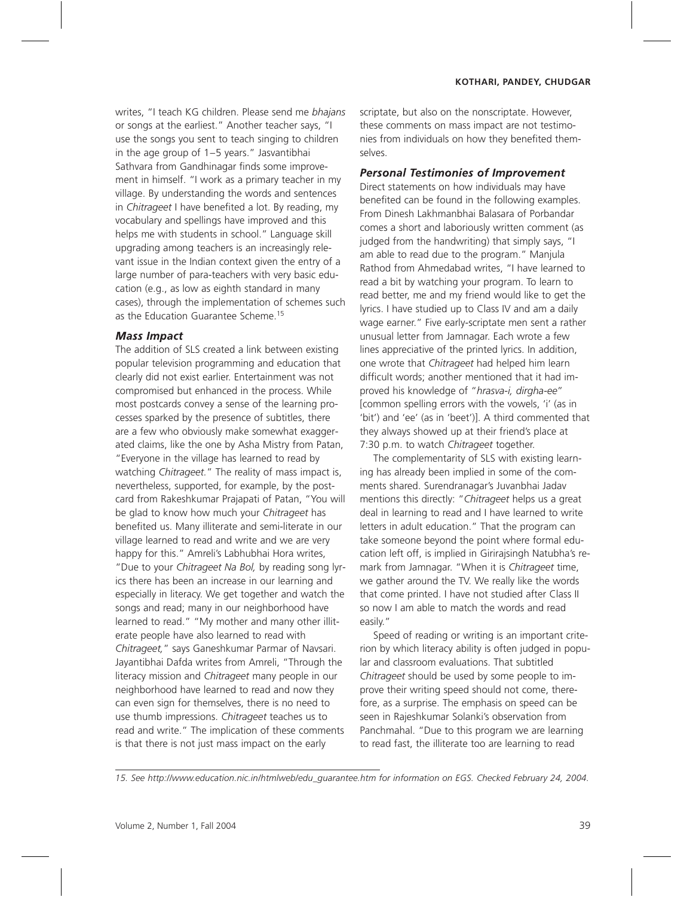writes, "I teach KG children. Please send me *bhajans* or songs at the earliest." Another teacher says, "I use the songs you sent to teach singing to children in the age group of 1–5 years." Jasvantibhai Sathvara from Gandhinagar finds some improvement in himself. "I work as a primary teacher in my village. By understanding the words and sentences in *Chitrageet* I have benefited a lot. By reading, my vocabulary and spellings have improved and this helps me with students in school." Language skill upgrading among teachers is an increasingly relevant issue in the Indian context given the entry of a large number of para-teachers with very basic education (e.g., as low as eighth standard in many cases), through the implementation of schemes such as the Education Guarantee Scheme.[15]

### *Mass Impact*

The addition of SLS created a link between existing popular television programming and education that clearly did not exist earlier. Entertainment was not compromised but enhanced in the process. While most postcards convey a sense of the learning processes sparked by the presence of subtitles, there are a few who obviously make somewhat exaggerated claims, like the one by Asha Mistry from Patan, "Everyone in the village has learned to read by watching *Chitrageet*." The reality of mass impact is, nevertheless, supported, for example, by the postcard from Rakeshkumar Prajapati of Patan, "You will be glad to know how much your *Chitrageet* has benefited us. Many illiterate and semi-literate in our village learned to read and write and we are very happy for this." Amreli's Labhubhai Hora writes, "Due to your *Chitrageet Na Bol,* by reading song lyrics there has been an increase in our learning and especially in literacy. We get together and watch the songs and read; many in our neighborhood have learned to read." "My mother and many other illiterate people have also learned to read with *Chitrageet,*" says Ganeshkumar Parmar of Navsari. Jayantibhai Dafda writes from Amreli, "Through the literacy mission and *Chitrageet* many people in our neighborhood have learned to read and now they can even sign for themselves, there is no need to use thumb impressions. *Chitrageet* teaches us to read and write." The implication of these comments is that there is not just mass impact on the early scriptate, but also on the nonscriptate. However, these comments on mass impact are not testimonies from individuals on how they benefited themselves.

### *Personal Testimonies of Improvement*

Direct statements on how individuals may have benefited can be found in the following examples. From Dinesh Lakhmanbhai Balasara of Porbandar comes a short and laboriously written comment (as judged from the handwriting) that simply says, "I am able to read due to the program." Manjula Rathod from Ahmedabad writes, "I have learned to read a bit by watching your program. To learn to read better, me and my friend would like to get the lyrics. I have studied up to Class IV and am a daily wage earner." Five early-scriptate men sent a rather unusual letter from Jamnagar. Each wrote a few lines appreciative of the printed lyrics. In addition, one wrote that *Chitrageet* had helped him learn difficult words; another mentioned that it had improved his knowledge of "*hrasva-i, dirgha-ee*" [common spelling errors with the vowels, 'i' (as in 'bit') and 'ee' (as in 'beet')]. A third commented that they always showed up at their friend's place at 7:30 p.m. to watch *Chitrageet* together.

The complementarity of SLS with existing learning has already been implied in some of the comments shared. Surendranagar's Juvanbhai Jadav mentions this directly: "*Chitrageet* helps us a great deal in learning to read and I have learned to write letters in adult education." That the program can take someone beyond the point where formal education left off, is implied in Girirajsingh Natubha's remark from Jamnagar. "When it is *Chitrageet* time, we gather around the TV. We really like the words that come printed. I have not studied after Class II so now I am able to match the words and read easily."

Speed of reading or writing is an important criterion by which literacy ability is often judged in popular and classroom evaluations. That subtitled *Chitrageet* should be used by some people to improve their writing speed should not come, therefore, as a surprise. The emphasis on speed can be seen in Rajeshkumar Solanki's observation from Panchmahal. "Due to this program we are learning to read fast, the illiterate too are learning to read

---

*15. See http://www.education.nic.in/htmlweb/edu_guarantee.htm for information on EGS. Checked February 24, 2004.*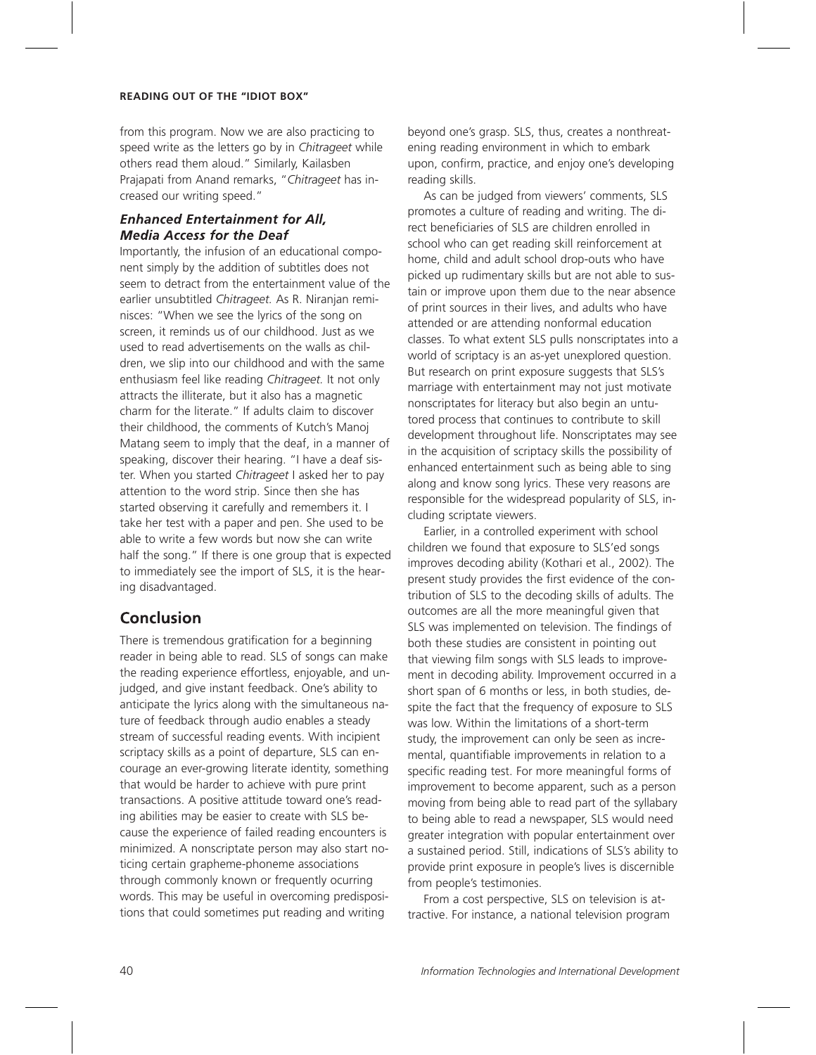from this program. Now we are also practicing to speed write as the letters go by in *Chitrageet* while others read them aloud." Similarly, Kailasben Prajapati from Anand remarks, "*Chitrageet* has increased our writing speed."

### *Enhanced Entertainment for All, Media Access for the Deaf*

Importantly, the infusion of an educational component simply by the addition of subtitles does not seem to detract from the entertainment value of the earlier unsubtitled *Chitrageet.* As R. Niranjan reminisces: "When we see the lyrics of the song on screen, it reminds us of our childhood. Just as we used to read advertisements on the walls as children, we slip into our childhood and with the same enthusiasm feel like reading *Chitrageet.* It not only attracts the illiterate, but it also has a magnetic charm for the literate." If adults claim to discover their childhood, the comments of Kutch's Manoj Matang seem to imply that the deaf, in a manner of speaking, discover their hearing. "I have a deaf sister. When you started *Chitrageet* I asked her to pay attention to the word strip. Since then she has started observing it carefully and remembers it. I take her test with a paper and pen. She used to be able to write a few words but now she can write half the song." If there is one group that is expected to immediately see the import of SLS, it is the hearing disadvantaged.

## Conclusion

There is tremendous gratification for a beginning reader in being able to read. SLS of songs can make the reading experience effortless, enjoyable, and unjudged, and give instant feedback. One's ability to anticipate the lyrics along with the simultaneous nature of feedback through audio enables a steady stream of successful reading events. With incipient scriptacy skills as a point of departure, SLS can encourage an ever-growing literate identity, something that would be harder to achieve with pure print transactions. A positive attitude toward one's reading abilities may be easier to create with SLS because the experience of failed reading encounters is minimized. A nonscriptate person may also start noticing certain grapheme-phoneme associations through commonly known or frequently ocurring words. This may be useful in overcoming predispositions that could sometimes put reading and writing beyond one's grasp. SLS, thus, creates a nonthreatening reading environment in which to embark upon, confirm, practice, and enjoy one's developing reading skills.

As can be judged from viewers' comments, SLS promotes a culture of reading and writing. The direct beneficiaries of SLS are children enrolled in school who can get reading skill reinforcement at home, child and adult school drop-outs who have picked up rudimentary skills but are not able to sustain or improve upon them due to the near absence of print sources in their lives, and adults who have attended or are attending nonformal education classes. To what extent SLS pulls nonscriptates into a world of scriptacy is an as-yet unexplored question. But research on print exposure suggests that SLS's marriage with entertainment may not just motivate nonscriptates for literacy but also begin an untutored process that continues to contribute to skill development throughout life. Nonscriptates may see in the acquisition of scriptacy skills the possibility of enhanced entertainment such as being able to sing along and know song lyrics. These very reasons are responsible for the widespread popularity of SLS, including scriptate viewers.

Earlier, in a controlled experiment with school children we found that exposure to SLS'ed songs improves decoding ability (Kothari et al., 2002). The present study provides the first evidence of the contribution of SLS to the decoding skills of adults. The outcomes are all the more meaningful given that SLS was implemented on television. The findings of both these studies are consistent in pointing out that viewing film songs with SLS leads to improvement in decoding ability. Improvement occurred in a short span of 6 months or less, in both studies, despite the fact that the frequency of exposure to SLS was low. Within the limitations of a short-term study, the improvement can only be seen as incremental, quantifiable improvements in relation to a specific reading test. For more meaningful forms of improvement to become apparent, such as a person moving from being able to read part of the syllabary to being able to read a newspaper, SLS would need greater integration with popular entertainment over a sustained period. Still, indications of SLS's ability to provide print exposure in people's lives is discernible from people's testimonies.

From a cost perspective, SLS on television is attractive. For instance, a national television program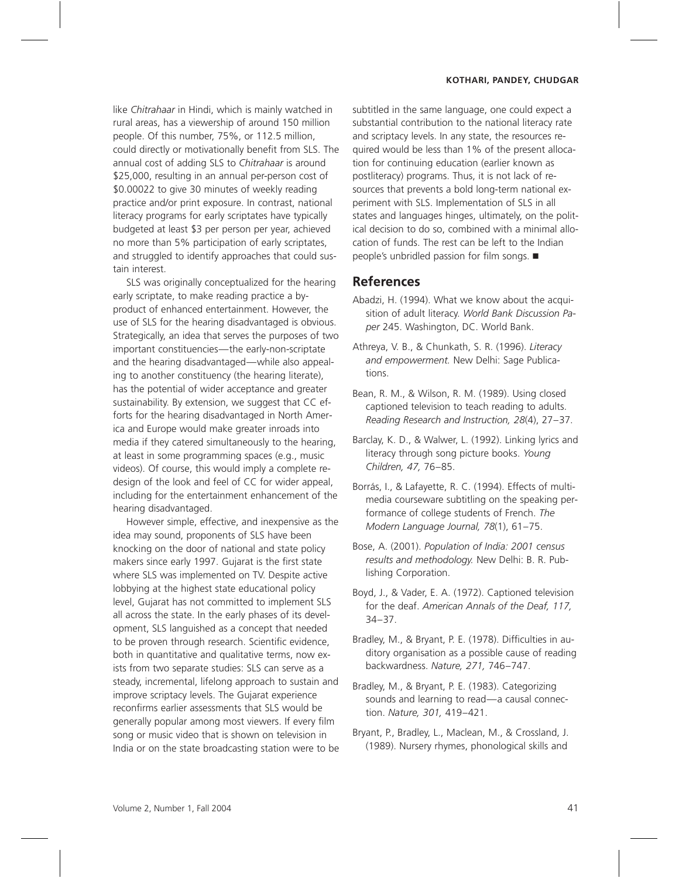like *Chitrahaar* in Hindi, which is mainly watched in rural areas, has a viewership of around 150 million people. Of this number, 75%, or 112.5 million, could directly or motivationally benefit from SLS. The annual cost of adding SLS to *Chitrahaar* is around $25,000, resulting in an annual per-person cost of $0.00022 to give 30 minutes of weekly reading practice and/or print exposure. In contrast, national literacy programs for early scriptates have typically budgeted at least $3 per person per year, achieved no more than 5% participation of early scriptates, and struggled to identify approaches that could sustain interest.

SLS was originally conceptualized for the hearing early scriptate, to make reading practice a byproduct of enhanced entertainment. However, the use of SLS for the hearing disadvantaged is obvious. Strategically, an idea that serves the purposes of two important constituencies—the early-non-scriptate and the hearing disadvantaged—while also appealing to another constituency (the hearing literate), has the potential of wider acceptance and greater sustainability. By extension, we suggest that CC efforts for the hearing disadvantaged in North America and Europe would make greater inroads into media if they catered simultaneously to the hearing, at least in some programming spaces (e.g., music videos). Of course, this would imply a complete redesign of the look and feel of CC for wider appeal, including for the entertainment enhancement of the hearing disadvantaged.

However simple, effective, and inexpensive as the idea may sound, proponents of SLS have been knocking on the door of national and state policy makers since early 1997. Gujarat is the first state where SLS was implemented on TV. Despite active lobbying at the highest state educational policy level, Gujarat has not committed to implement SLS all across the state. In the early phases of its development, SLS languished as a concept that needed to be proven through research. Scientific evidence, both in quantitative and qualitative terms, now exists from two separate studies: SLS can serve as a steady, incremental, lifelong approach to sustain and improve scriptacy levels. The Gujarat experience reconfirms earlier assessments that SLS would be generally popular among most viewers. If every film song or music video that is shown on television in India or on the state broadcasting station were to be subtitled in the same language, one could expect a substantial contribution to the national literacy rate and scriptacy levels. In any state, the resources required would be less than 1% of the present allocation for continuing education (earlier known as postliteracy) programs. Thus, it is not lack of resources that prevents a bold long-term national experiment with SLS. Implementation of SLS in all states and languages hinges, ultimately, on the political decision to do so, combined with a minimal allocation of funds. The rest can be left to the Indian people's unbridled passion for film songs. ■

## References

Abadzi, H. (1994). What we know about the acquisition of adult literacy. *World Bank Discussion Paper* 245. Washington, DC. World Bank.

Athreya, V. B., & Chunkath, S. R. (1996). *Literacy and empowerment.* New Delhi: Sage Publications.

Bean, R. M., & Wilson, R. M. (1989). Using closed captioned television to teach reading to adults. *Reading Research and Instruction, 28*(4), 27–37.

Barclay, K. D., & Walwer, L. (1992). Linking lyrics and literacy through song picture books. *Young Children, 47,* 76–85.

Borrás, I., & Lafayette, R. C. (1994). Effects of multimedia courseware subtitling on the speaking performance of college students of French. *The Modern Language Journal, 78*(1), 61–75.

Bose, A. (2001). *Population of India: 2001 census results and methodology.* New Delhi: B. R. Publishing Corporation.

Boyd, J., & Vader, E. A. (1972). Captioned television for the deaf. *American Annals of the Deaf, 117,* 34–37.

Bradley, M., & Bryant, P. E. (1978). Difficulties in auditory organisation as a possible cause of reading backwardness. *Nature, 271,* 746–747.

Bradley, M., & Bryant, P. E. (1983). Categorizing sounds and learning to read—a causal connection. *Nature, 301,* 419–421.

Bryant, P., Bradley, L., Maclean, M., & Crossland, J. (1989). Nursery rhymes, phonological skills and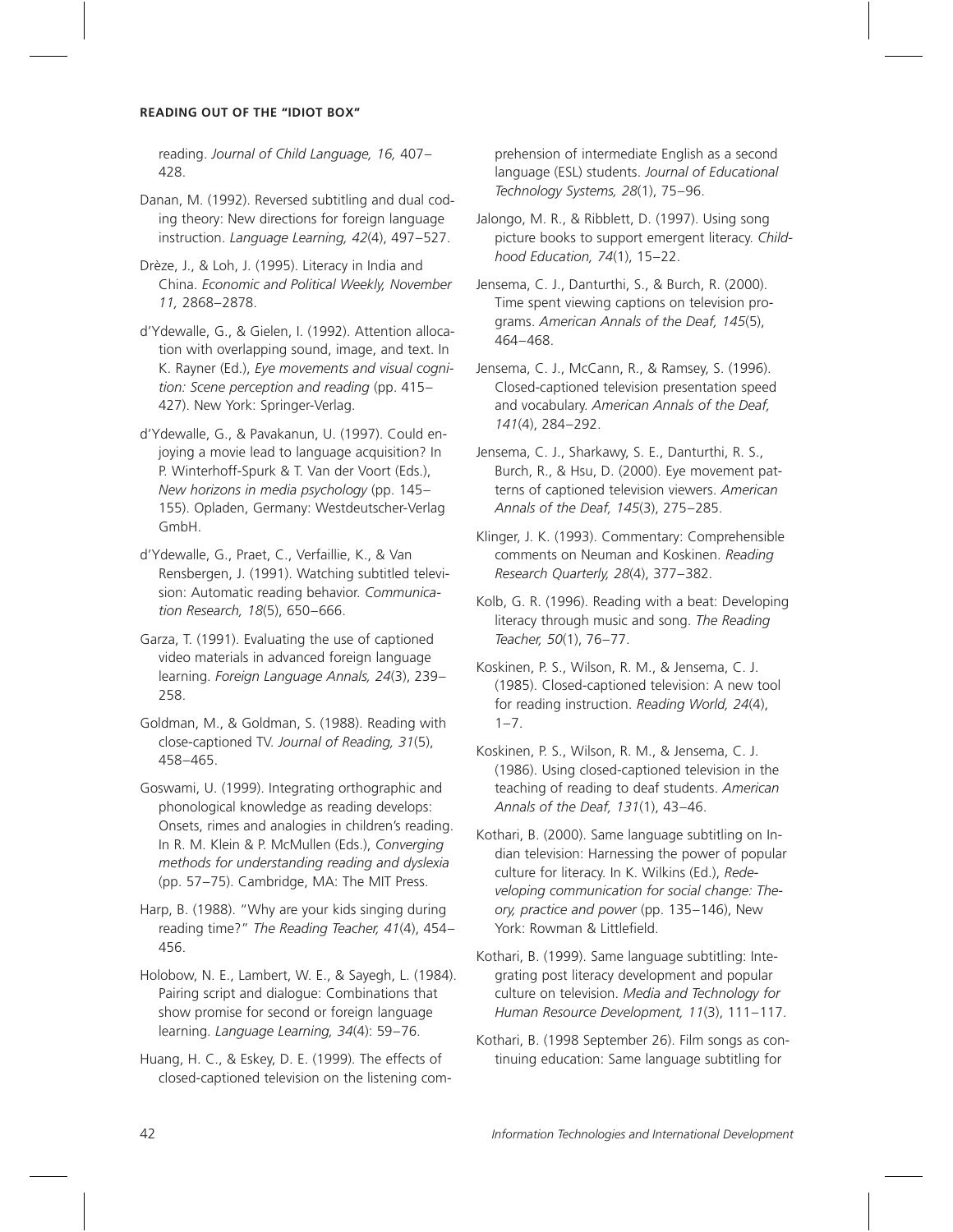reading. *Journal of Child Language, 16,* 407–428.

Danan, M. (1992). Reversed subtitling and dual coding theory: New directions for foreign language instruction. *Language Learning, 42*(4), 497–527.

Drèze, J., & Loh, J. (1995). Literacy in India and China. *Economic and Political Weekly, November 11,* 2868–2878.

d'Ydewalle, G., & Gielen, I. (1992). Attention allocation with overlapping sound, image, and text. In K. Rayner (Ed.), *Eye movements and visual cognition: Scene perception and reading* (pp. 415–427). New York: Springer-Verlag.

d'Ydewalle, G., & Pavakanun, U. (1997). Could enjoying a movie lead to language acquisition? In P. Winterhoff-Spurk & T. Van der Voort (Eds.), *New horizons in media psychology* (pp. 145–155). Opladen, Germany: Westdeutscher-Verlag GmbH.

d'Ydewalle, G., Praet, C., Verfaillie, K., & Van Rensbergen, J. (1991). Watching subtitled television: Automatic reading behavior. *Communication Research, 18*(5), 650–666.

Garza, T. (1991). Evaluating the use of captioned video materials in advanced foreign language learning. *Foreign Language Annals, 24*(3), 239–258.

Goldman, M., & Goldman, S. (1988). Reading with close-captioned TV. *Journal of Reading, 31*(5), 458–465.

Goswami, U. (1999). Integrating orthographic and phonological knowledge as reading develops: Onsets, rimes and analogies in children's reading. In R. M. Klein & P. McMullen (Eds.), *Converging methods for understanding reading and dyslexia* (pp. 57–75). Cambridge, MA: The MIT Press.

Harp, B. (1988). "Why are your kids singing during reading time?" *The Reading Teacher, 41*(4), 454–456.

Holobow, N. E., Lambert, W. E., & Sayegh, L. (1984). Pairing script and dialogue: Combinations that show promise for second or foreign language learning. *Language Learning, 34*(4): 59–76.

Huang, H. C., & Eskey, D. E. (1999). The effects of closed-captioned television on the listening comprehension of intermediate English as a second language (ESL) students. *Journal of Educational Technology Systems, 28*(1), 75–96.

Jalongo, M. R., & Ribblett, D. (1997). Using song picture books to support emergent literacy. *Childhood Education, 74*(1), 15–22.

Jensema, C. J., Danturthi, S., & Burch, R. (2000). Time spent viewing captions on television programs. *American Annals of the Deaf, 145*(5), 464–468.

Jensema, C. J., McCann, R., & Ramsey, S. (1996). Closed-captioned television presentation speed and vocabulary. *American Annals of the Deaf, 141*(4), 284–292.

Jensema, C. J., Sharkawy, S. E., Danturthi, R. S., Burch, R., & Hsu, D. (2000). Eye movement patterns of captioned television viewers. *American Annals of the Deaf, 145*(3), 275–285.

Klinger, J. K. (1993). Commentary: Comprehensible comments on Neuman and Koskinen. *Reading Research Quarterly, 28*(4), 377–382.

Kolb, G. R. (1996). Reading with a beat: Developing literacy through music and song. *The Reading Teacher, 50*(1), 76–77.

Koskinen, P. S., Wilson, R. M., & Jensema, C. J. (1985). Closed-captioned television: A new tool for reading instruction. *Reading World, 24*(4), 1–7.

Koskinen, P. S., Wilson, R. M., & Jensema, C. J. (1986). Using closed-captioned television in the teaching of reading to deaf students. *American Annals of the Deaf, 131*(1), 43–46.

Kothari, B. (2000). Same language subtitling on Indian television: Harnessing the power of popular culture for literacy. In K. Wilkins (Ed.), *Redeveloping communication for social change: Theory, practice and power* (pp. 135–146), New York: Rowman & Littlefield.

Kothari, B. (1999). Same language subtitling: Integrating post literacy development and popular culture on television. *Media and Technology for Human Resource Development, 11*(3), 111–117.

Kothari, B. (1998 September 26). Film songs as continuing education: Same language subtitling for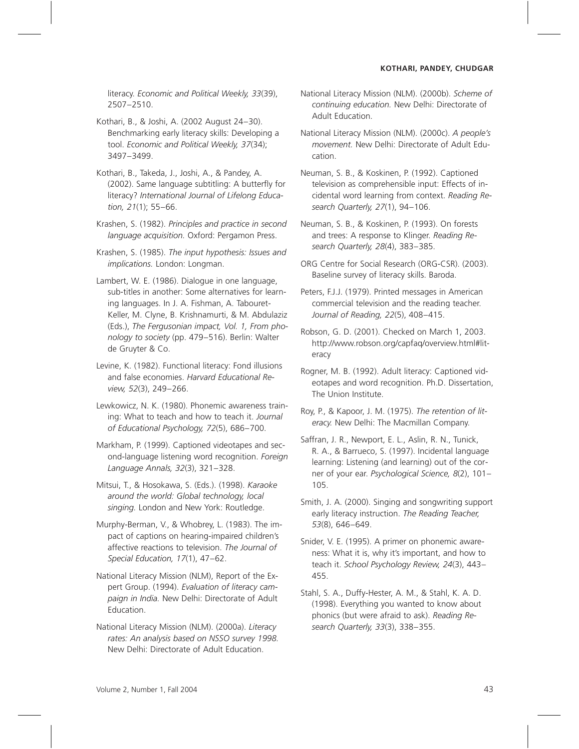literacy. *Economic and Political Weekly, 33*(39), 2507–2510.

Kothari, B., & Joshi, A. (2002 August 24–30). Benchmarking early literacy skills: Developing a tool. *Economic and Political Weekly, 37*(34); 3497–3499.

Kothari, B., Takeda, J., Joshi, A., & Pandey, A. (2002). Same language subtitling: A butterfly for literacy? *International Journal of Lifelong Education, 21*(1); 55–66.

Krashen, S. (1982). *Principles and practice in second language acquisition.* Oxford: Pergamon Press.

Krashen, S. (1985). *The input hypothesis: Issues and implications.* London: Longman.

Lambert, W. E. (1986). Dialogue in one language, sub-titles in another: Some alternatives for learning languages. In J. A. Fishman, A. Tabouret-Keller, M. Clyne, B. Krishnamurti, & M. Abdulaziz (Eds.), *The Fergusonian impact, Vol. 1, From phonology to society* (pp. 479–516). Berlin: Walter de Gruyter & Co.

Levine, K. (1982). Functional literacy: Fond illusions and false economies. *Harvard Educational Review, 52*(3), 249–266.

Lewkowicz, N. K. (1980). Phonemic awareness training: What to teach and how to teach it. *Journal of Educational Psychology, 72*(5), 686–700.

Markham, P. (1999). Captioned videotapes and second-language listening word recognition. *Foreign Language Annals, 32*(3), 321–328.

Mitsui, T., & Hosokawa, S. (Eds.). (1998). *Karaoke around the world: Global technology, local singing.* London and New York: Routledge.

Murphy-Berman, V., & Whobrey, L. (1983). The impact of captions on hearing-impaired children's affective reactions to television. *The Journal of Special Education, 17*(1), 47–62.

National Literacy Mission (NLM), Report of the Expert Group. (1994). *Evaluation of literacy campaign in India.* New Delhi: Directorate of Adult Education.

National Literacy Mission (NLM). (2000a). *Literacy rates: An analysis based on NSSO survey 1998.* New Delhi: Directorate of Adult Education.

National Literacy Mission (NLM). (2000b). *Scheme of continuing education.* New Delhi: Directorate of Adult Education.

National Literacy Mission (NLM). (2000c). *A people's movement.* New Delhi: Directorate of Adult Education.

Neuman, S. B., & Koskinen, P. (1992). Captioned television as comprehensible input: Effects of incidental word learning from context. *Reading Research Quarterly, 27*(1), 94–106.

Neuman, S. B., & Koskinen, P. (1993). On forests and trees: A response to Klinger. *Reading Research Quarterly, 28*(4), 383–385.

ORG Centre for Social Research (ORG-CSR). (2003). Baseline survey of literacy skills. Baroda.

Peters, F.J.J. (1979). Printed messages in American commercial television and the reading teacher. *Journal of Reading, 22*(5), 408–415.

Robson, G. D. (2001). Checked on March 1, 2003. http://www.robson.org/capfaq/overview.html#literacy

Rogner, M. B. (1992). Adult literacy: Captioned videotapes and word recognition. Ph.D. Dissertation, The Union Institute.

Roy, P., & Kapoor, J. M. (1975). *The retention of literacy.* New Delhi: The Macmillan Company.

Saffran, J. R., Newport, E. L., Aslin, R. N., Tunick, R. A., & Barrueco, S. (1997). Incidental language learning: Listening (and learning) out of the corner of your ear. *Psychological Science, 8*(2), 101–105.

Smith, J. A. (2000). Singing and songwriting support early literacy instruction. *The Reading Teacher, 53*(8), 646–649.

Snider, V. E. (1995). A primer on phonemic awareness: What it is, why it's important, and how to teach it. *School Psychology Review, 24*(3), 443–455.

Stahl, S. A., Duffy-Hester, A. M., & Stahl, K. A. D. (1998). Everything you wanted to know about phonics (but were afraid to ask). *Reading Research Quarterly, 33*(3), 338–355.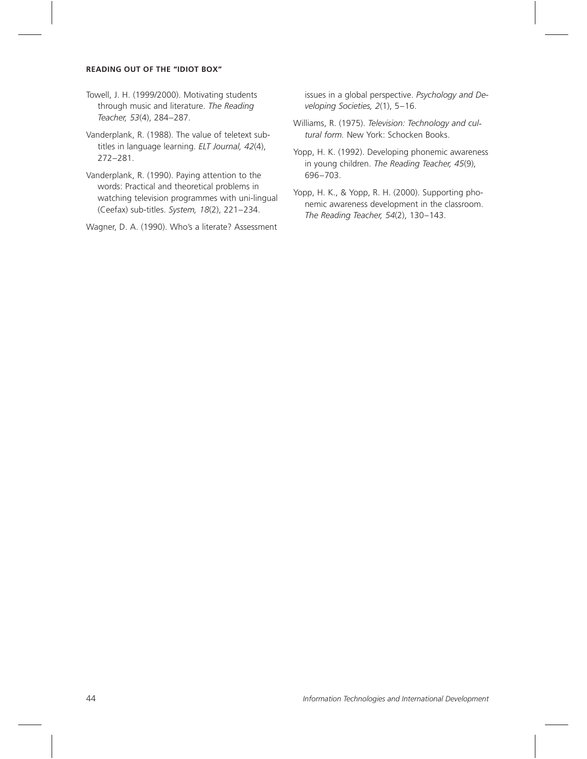Towell, J. H. (1999/2000). Motivating students through music and literature. *The Reading Teacher, 53*(4), 284–287.

Vanderplank, R. (1988). The value of teletext subtitles in language learning. *ELT Journal, 42*(4), 272–281.

Vanderplank, R. (1990). Paying attention to the words: Practical and theoretical problems in watching television programmes with uni-lingual (Ceefax) sub-titles. *System, 18*(2), 221–234.

Wagner, D. A. (1990). Who's a literate? Assessment issues in a global perspective. *Psychology and Developing Societies, 2*(1), 5–16.

Williams, R. (1975). *Television: Technology and cultural form.* New York: Schocken Books.

Yopp, H. K. (1992). Developing phonemic awareness in young children. *The Reading Teacher, 45*(9), 696–703.

Yopp, H. K., & Yopp, R. H. (2000). Supporting phonemic awareness development in the classroom. *The Reading Teacher, 54*(2), 130–143.